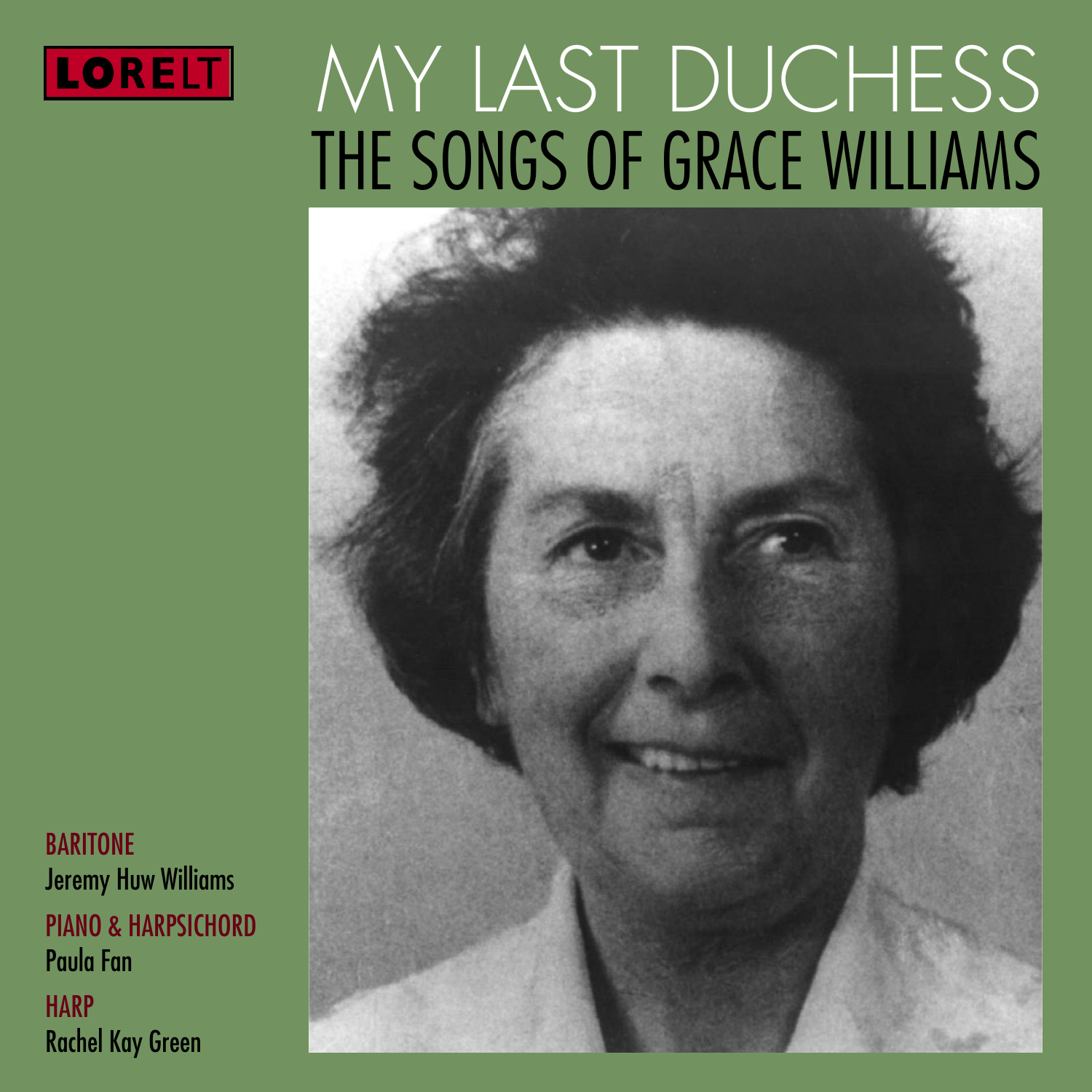LORELT

# MY LAST DUCHESS

## THE SONGS OF GRACE WILLIAMS

BARITONE
Jeremy Huw Williams

PIANO & HARPSICHORD
Paula Fan

HARP
Rachel Kay Green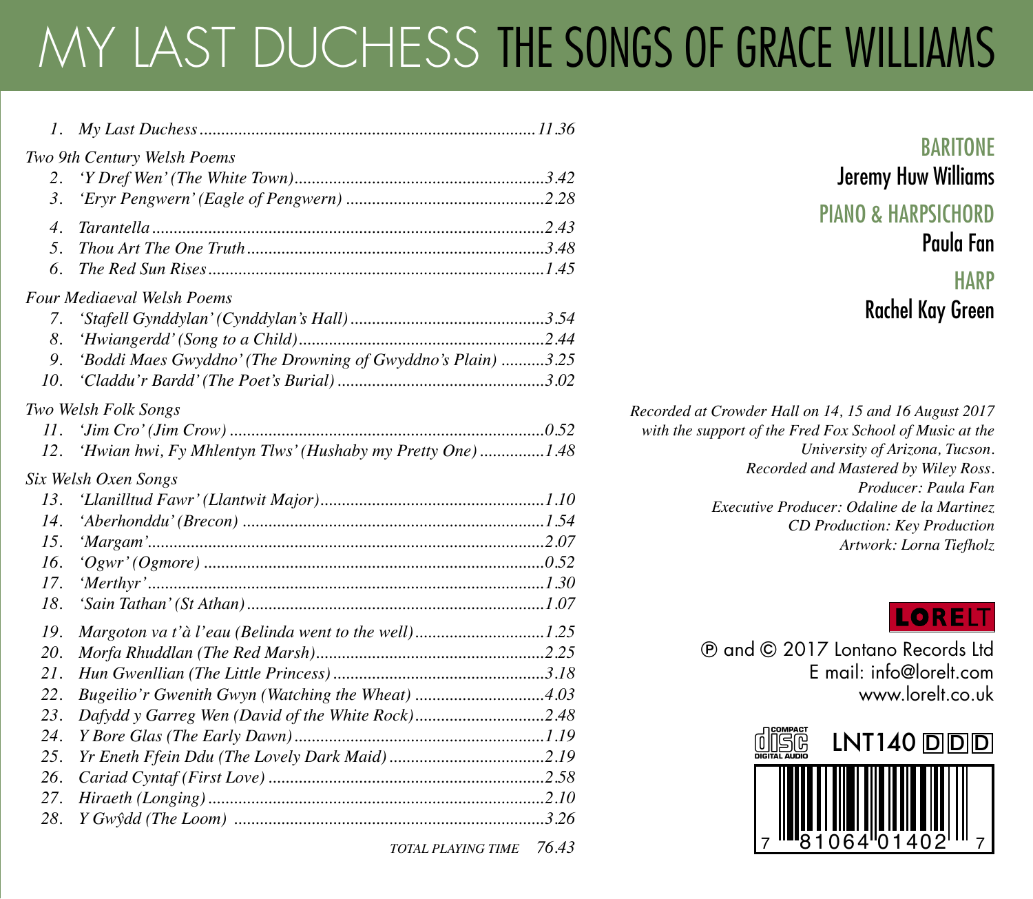# MY LAST DUCHESS THE SONGS OF GRACE WILLIAMS

1. *My Last Duchess* ........ 11.36

*Two 9th Century Welsh Poems*

2. *'Y Dref Wen' (The White Town)* ........ 3.42
3. *'Eryr Pengwern' (Eagle of Pengwern)* ........ 2.28

4. *Tarantella* ........ 2.43
5. *Thou Art The One Truth* ........ 3.48
6. *The Red Sun Rises* ........ 1.45

*Four Mediaeval Welsh Poems*

7. *'Stafell Gynddylan' (Cynddylan's Hall)* ........ 3.54
8. *'Hwiangerdd' (Song to a Child)* ........ 2.44
9. *'Boddi Maes Gwyddno' (The Drowning of Gwyddno's Plain)* ........ 3.25
10. *'Claddu'r Bardd' (The Poet's Burial)* ........ 3.02

*Two Welsh Folk Songs*

11. *'Jim Cro' (Jim Crow)* ........ 0.52
12. *'Hwian hwi, Fy Mhlentyn Tlws' (Hushaby my Pretty One)* ........ 1.48

*Six Welsh Oxen Songs*

13. *'Llanilltud Fawr' (Llantwit Major)* ........ 1.10
14. *'Aberhonddu' (Brecon)* ........ 1.54
15. *'Margam'* ........ 2.07
16. *'Ogwr' (Ogmore)* ........ 0.52
17. *'Merthyr'* ........ 1.30
18. *'Sain Tathan' (St Athan)* ........ 1.07

19. *Margoton va t'à l'eau (Belinda went to the well)* ........ 1.25
20. *Morfa Rhuddlan (The Red Marsh)* ........ 2.25
21. *Hun Gwenllian (The Little Princess)* ........ 3.18
22. *Bugeilio'r Gwenith Gwyn (Watching the Wheat)* ........ 4.03
23. *Dafydd y Garreg Wen (David of the White Rock)* ........ 2.48
24. *Y Bore Glas (The Early Dawn)* ........ 1.19
25. *Yr Eneth Ffein Ddu (The Lovely Dark Maid)* ........ 2.19
26. *Cariad Cyntaf (First Love)* ........ 2.58
27. *Hiraeth (Longing)* ........ 2.10
28. *Y Gwŷdd (The Loom)* ........ 3.26

TOTAL PLAYING TIME 76.43

BARITONE
Jeremy Huw Williams

PIANO & HARPSICHORD
Paula Fan

HARP
Rachel Kay Green

*Recorded at Crowder Hall on 14, 15 and 16 August 2017 with the support of the Fred Fox School of Music at the University of Arizona, Tucson.*
*Recorded and Mastered by Wiley Ross.*
*Producer: Paula Fan*
*Executive Producer: Odaline de la Martinez*
*CD Production: Key Production*
*Artwork: Lorna Tiefholz*

LORELT

℗ and © 2017 Lontano Records Ltd
E mail: info@lorelt.com
www.lorelt.co.uk

COMPACT DISC DIGITAL AUDIO

LNT140 DDD

7 81064 01402 7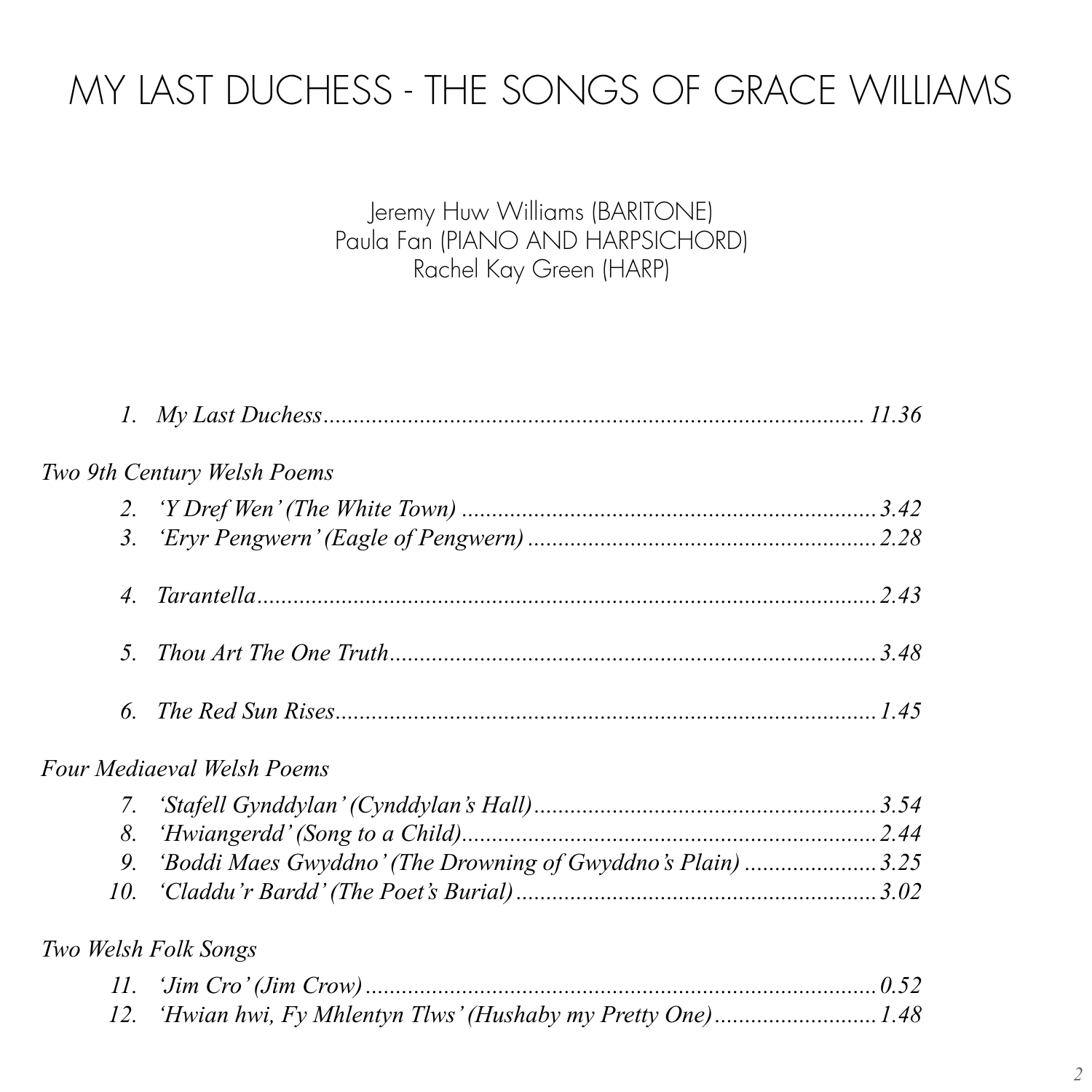# MY LAST DUCHESS - THE SONGS OF GRACE WILLIAMS

Jeremy Huw Williams (BARITONE)
Paula Fan (PIANO AND HARPSICHORD)
Rachel Kay Green (HARP)

1. *My Last Duchess*.......................................................................................... *11.36*

*Two 9th Century Welsh Poems*

2. *'Y Dref Wen' (The White Town)* ..................................................................... *3.42*
3. *'Eryr Pengwern' (Eagle of Pengwern)* .......................................................... *2.28*

4. *Tarantella*......................................................................................................... *2.43*

5. *Thou Art The One Truth*.................................................................................. *3.48*

6. *The Red Sun Rises*.......................................................................................... *1.45*

*Four Mediaeval Welsh Poems*

7. *'Stafell Gynddylan' (Cynddylan's Hall)*......................................................... *3.54*
8. *'Hwiangerdd' (Song to a Child)*.................................................................... *2.44*
9. *'Boddi Maes Gwyddno' (The Drowning of Gwyddno's Plain)* ..................... *3.25*
10. *'Claddu'r Bardd' (The Poet's Burial)* ............................................................ *3.02*

*Two Welsh Folk Songs*

11. *'Jim Cro' (Jim Crow)* ...................................................................................... *0.52*
12. *'Hwian hwi, Fy Mhlentyn Tlws' (Hushaby my Pretty One)*........................... *1.48*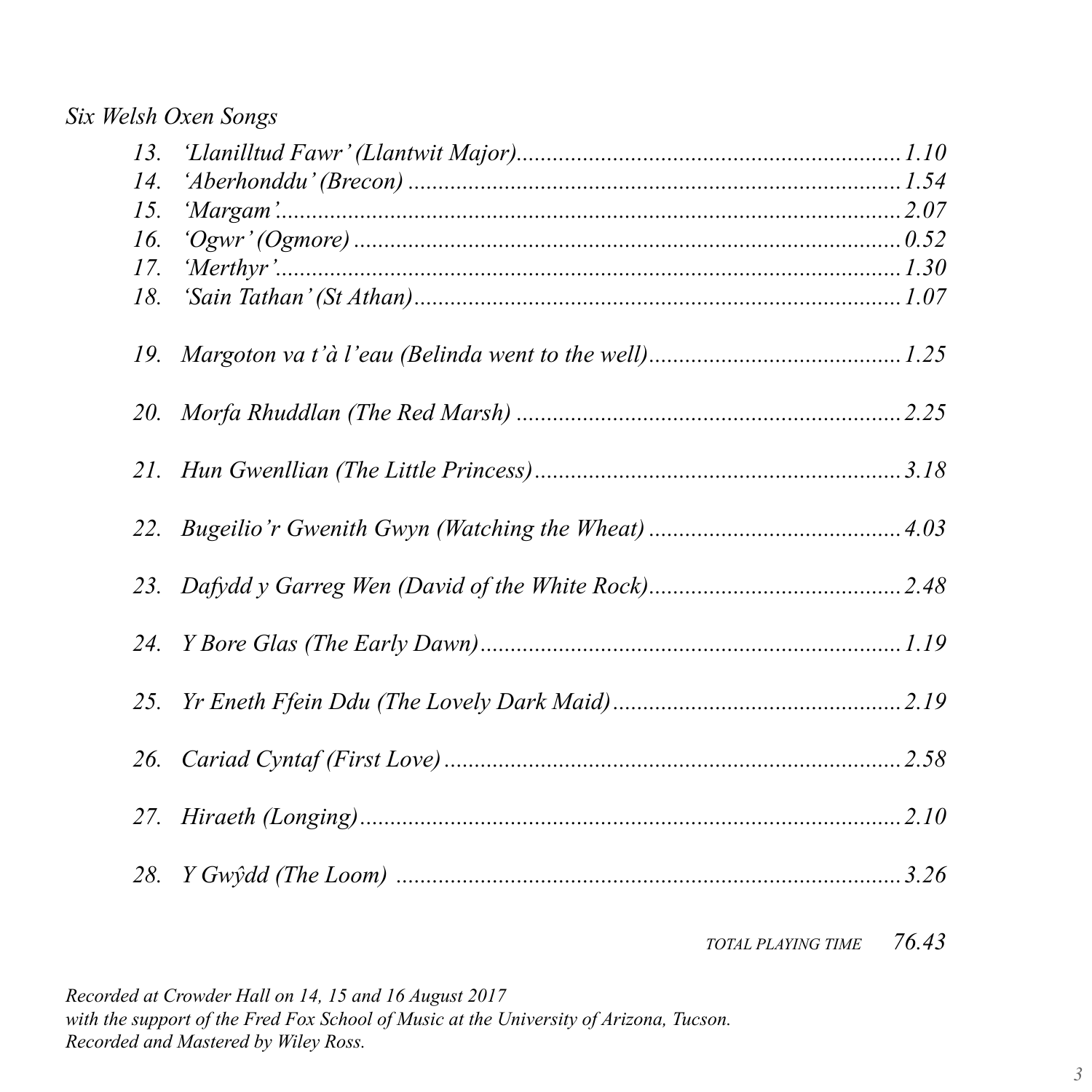*Six Welsh Oxen Songs*

13. *'Llanilltud Fawr' (Llantwit Major)* .......... *1.10*
14. *'Aberhonddu' (Brecon)* .......... *1.54*
15. *'Margam'* .......... *2.07*
16. *'Ogwr' (Ogmore)* .......... *0.52*
17. *'Merthyr'* .......... *1.30*
18. *'Sain Tathan' (St Athan)* .......... *1.07*

19. *Margoton va t'à l'eau (Belinda went to the well)* .......... *1.25*

20. *Morfa Rhuddlan (The Red Marsh)* .......... *2.25*

21. *Hun Gwenllian (The Little Princess)* .......... *3.18*

22. *Bugeilio'r Gwenith Gwyn (Watching the Wheat)* .......... *4.03*

23. *Dafydd y Garreg Wen (David of the White Rock)* .......... *2.48*

24. *Y Bore Glas (The Early Dawn)* .......... *1.19*

25. *Yr Eneth Ffein Ddu (The Lovely Dark Maid)* .......... *2.19*

26. *Cariad Cyntaf (First Love)* .......... *2.58*

27. *Hiraeth (Longing)* .......... *2.10*

28. *Y Gwŷdd (The Loom)* .......... *3.26*

*TOTAL PLAYING TIME* *76.43*

*Recorded at Crowder Hall on 14, 15 and 16 August 2017*
*with the support of the Fred Fox School of Music at the University of Arizona, Tucson.*
*Recorded and Mastered by Wiley Ross.*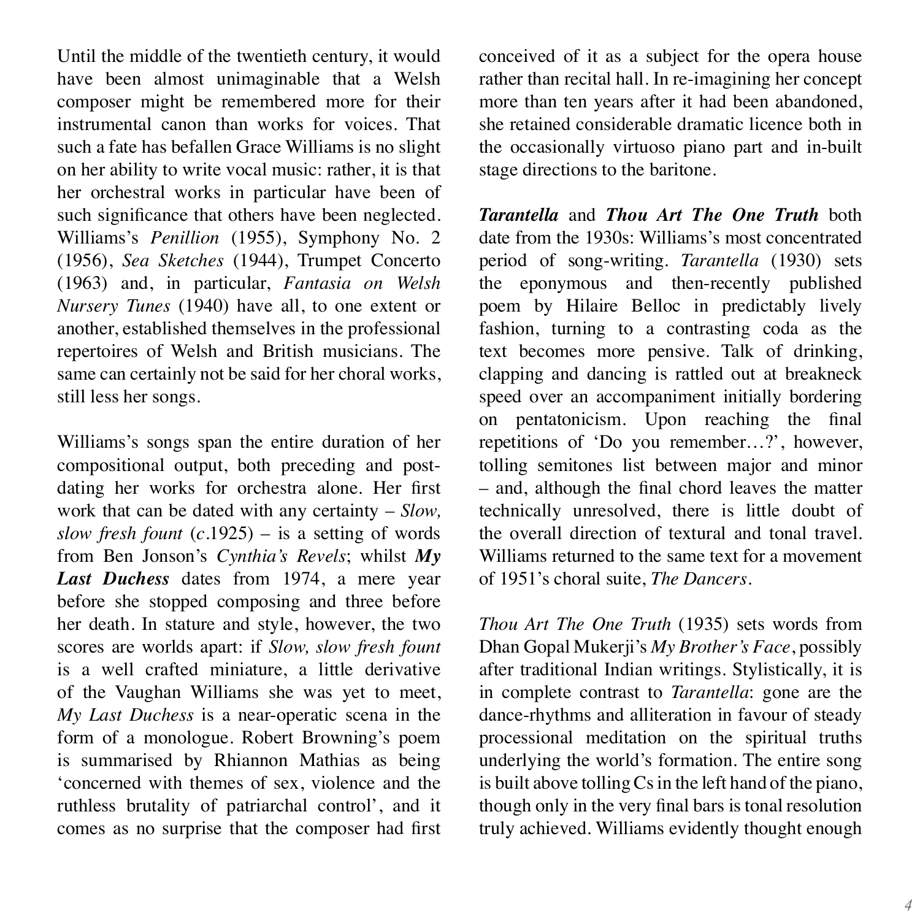Until the middle of the twentieth century, it would have been almost unimaginable that a Welsh composer might be remembered more for their instrumental canon than works for voices. That such a fate has befallen Grace Williams is no slight on her ability to write vocal music: rather, it is that her orchestral works in particular have been of such significance that others have been neglected. Williams's *Penillion* (1955), Symphony No. 2 (1956), *Sea Sketches* (1944), Trumpet Concerto (1963) and, in particular, *Fantasia on Welsh Nursery Tunes* (1940) have all, to one extent or another, established themselves in the professional repertoires of Welsh and British musicians. The same can certainly not be said for her choral works, still less her songs.

Williams's songs span the entire duration of her compositional output, both preceding and post-dating her works for orchestra alone. Her first work that can be dated with any certainty – *Slow, slow fresh fount* (*c*.1925) – is a setting of words from Ben Jonson's *Cynthia's Revels*; whilst ***My Last Duchess*** dates from 1974, a mere year before she stopped composing and three before her death. In stature and style, however, the two scores are worlds apart: if *Slow, slow fresh fount* is a well crafted miniature, a little derivative of the Vaughan Williams she was yet to meet, *My Last Duchess* is a near-operatic scena in the form of a monologue. Robert Browning's poem is summarised by Rhiannon Mathias as being 'concerned with themes of sex, violence and the ruthless brutality of patriarchal control', and it comes as no surprise that the composer had first conceived of it as a subject for the opera house rather than recital hall. In re-imagining her concept more than ten years after it had been abandoned, she retained considerable dramatic licence both in the occasionally virtuoso piano part and in-built stage directions to the baritone.

***Tarantella*** and ***Thou Art The One Truth*** both date from the 1930s: Williams's most concentrated period of song-writing. *Tarantella* (1930) sets the eponymous and then-recently published poem by Hilaire Belloc in predictably lively fashion, turning to a contrasting coda as the text becomes more pensive. Talk of drinking, clapping and dancing is rattled out at breakneck speed over an accompaniment initially bordering on pentatonicism. Upon reaching the final repetitions of 'Do you remember…?', however, tolling semitones list between major and minor – and, although the final chord leaves the matter technically unresolved, there is little doubt of the overall direction of textural and tonal travel. Williams returned to the same text for a movement of 1951's choral suite, *The Dancers*.

*Thou Art The One Truth* (1935) sets words from Dhan Gopal Mukerji's *My Brother's Face*, possibly after traditional Indian writings. Stylistically, it is in complete contrast to *Tarantella*: gone are the dance-rhythms and alliteration in favour of steady processional meditation on the spiritual truths underlying the world's formation. The entire song is built above tolling Cs in the left hand of the piano, though only in the very final bars is tonal resolution truly achieved. Williams evidently thought enough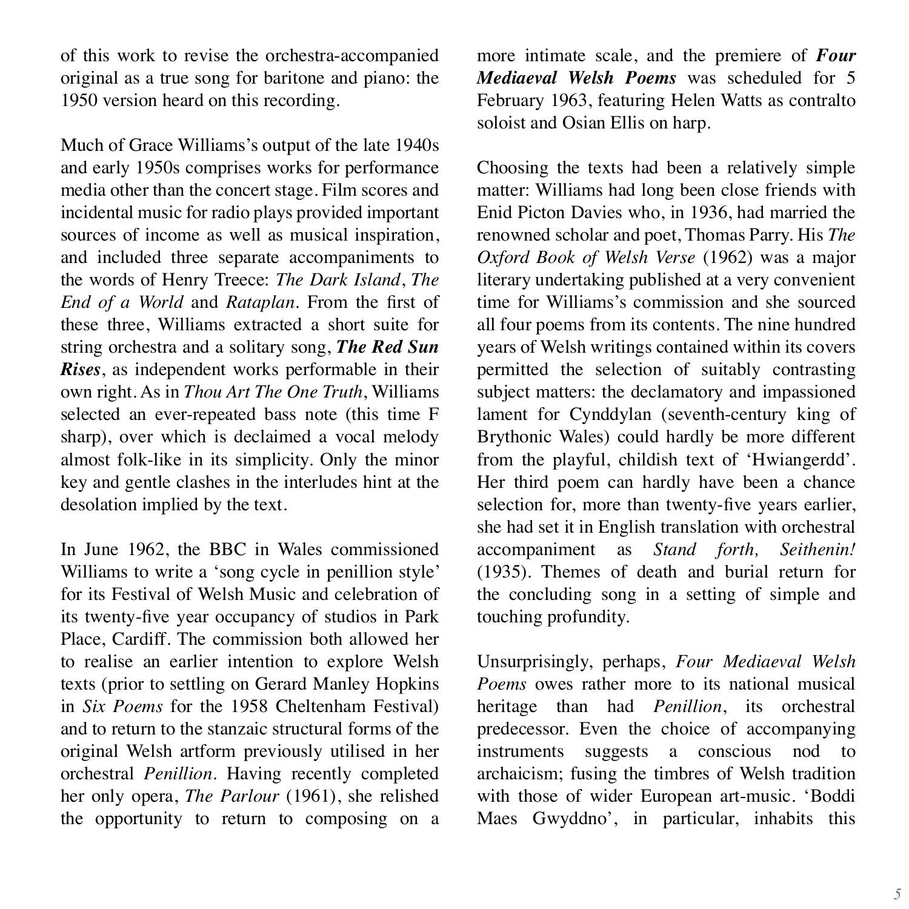of this work to revise the orchestra-accompanied original as a true song for baritone and piano: the 1950 version heard on this recording.

Much of Grace Williams's output of the late 1940s and early 1950s comprises works for performance media other than the concert stage. Film scores and incidental music for radio plays provided important sources of income as well as musical inspiration, and included three separate accompaniments to the words of Henry Treece: *The Dark Island*, *The End of a World* and *Rataplan*. From the first of these three, Williams extracted a short suite for string orchestra and a solitary song, ***The Red Sun Rises***, as independent works performable in their own right. As in *Thou Art The One Truth*, Williams selected an ever-repeated bass note (this time F sharp), over which is declaimed a vocal melody almost folk-like in its simplicity. Only the minor key and gentle clashes in the interludes hint at the desolation implied by the text.

In June 1962, the BBC in Wales commissioned Williams to write a 'song cycle in penillion style' for its Festival of Welsh Music and celebration of its twenty-five year occupancy of studios in Park Place, Cardiff. The commission both allowed her to realise an earlier intention to explore Welsh texts (prior to settling on Gerard Manley Hopkins in *Six Poems* for the 1958 Cheltenham Festival) and to return to the stanzaic structural forms of the original Welsh artform previously utilised in her orchestral *Penillion*. Having recently completed her only opera, *The Parlour* (1961), she relished the opportunity to return to composing on a more intimate scale, and the premiere of ***Four Mediaeval Welsh Poems*** was scheduled for 5 February 1963, featuring Helen Watts as contralto soloist and Osian Ellis on harp.

Choosing the texts had been a relatively simple matter: Williams had long been close friends with Enid Picton Davies who, in 1936, had married the renowned scholar and poet, Thomas Parry. His *The Oxford Book of Welsh Verse* (1962) was a major literary undertaking published at a very convenient time for Williams's commission and she sourced all four poems from its contents. The nine hundred years of Welsh writings contained within its covers permitted the selection of suitably contrasting subject matters: the declamatory and impassioned lament for Cynddylan (seventh-century king of Brythonic Wales) could hardly be more different from the playful, childish text of 'Hwiangerdd'. Her third poem can hardly have been a chance selection for, more than twenty-five years earlier, she had set it in English translation with orchestral accompaniment as *Stand forth, Seithenin!* (1935). Themes of death and burial return for the concluding song in a setting of simple and touching profundity.

Unsurprisingly, perhaps, *Four Mediaeval Welsh Poems* owes rather more to its national musical heritage than had *Penillion*, its orchestral predecessor. Even the choice of accompanying instruments suggests a conscious nod to archaicism; fusing the timbres of Welsh tradition with those of wider European art-music. 'Boddi Maes Gwyddno', in particular, inhabits this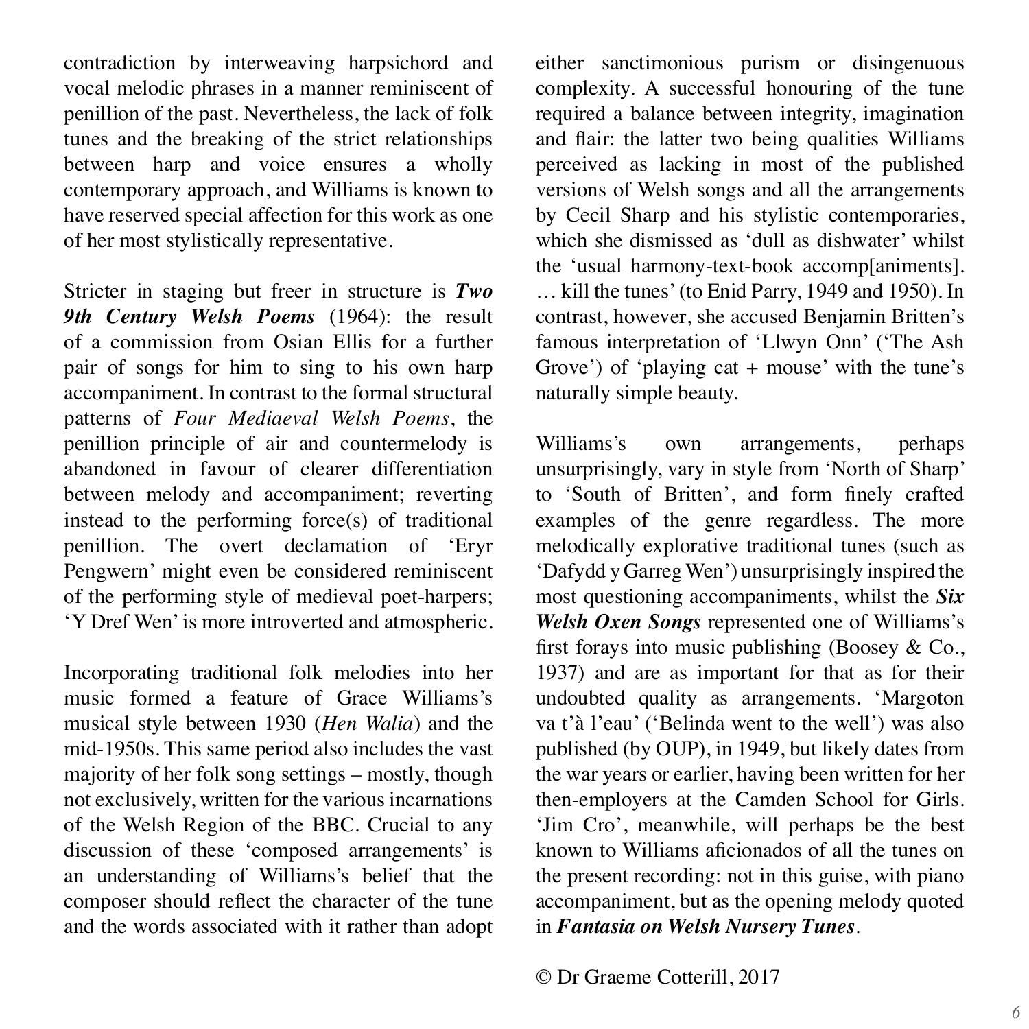contradiction by interweaving harpsichord and vocal melodic phrases in a manner reminiscent of penillion of the past. Nevertheless, the lack of folk tunes and the breaking of the strict relationships between harp and voice ensures a wholly contemporary approach, and Williams is known to have reserved special affection for this work as one of her most stylistically representative.

Stricter in staging but freer in structure is ***Two 9th Century Welsh Poems*** (1964): the result of a commission from Osian Ellis for a further pair of songs for him to sing to his own harp accompaniment. In contrast to the formal structural patterns of *Four Mediaeval Welsh Poems*, the penillion principle of air and countermelody is abandoned in favour of clearer differentiation between melody and accompaniment; reverting instead to the performing force(s) of traditional penillion. The overt declamation of 'Eryr Pengwern' might even be considered reminiscent of the performing style of medieval poet-harpers; 'Y Dref Wen' is more introverted and atmospheric.

Incorporating traditional folk melodies into her music formed a feature of Grace Williams's musical style between 1930 (*Hen Walia*) and the mid-1950s. This same period also includes the vast majority of her folk song settings – mostly, though not exclusively, written for the various incarnations of the Welsh Region of the BBC. Crucial to any discussion of these 'composed arrangements' is an understanding of Williams's belief that the composer should reflect the character of the tune and the words associated with it rather than adopt either sanctimonious purism or disingenuous complexity. A successful honouring of the tune required a balance between integrity, imagination and flair: the latter two being qualities Williams perceived as lacking in most of the published versions of Welsh songs and all the arrangements by Cecil Sharp and his stylistic contemporaries, which she dismissed as 'dull as dishwater' whilst the 'usual harmony-text-book accomp[animents]. … kill the tunes' (to Enid Parry, 1949 and 1950). In contrast, however, she accused Benjamin Britten's famous interpretation of 'Llwyn Onn' ('The Ash Grove') of 'playing cat + mouse' with the tune's naturally simple beauty.

Williams's own arrangements, perhaps unsurprisingly, vary in style from 'North of Sharp' to 'South of Britten', and form finely crafted examples of the genre regardless. The more melodically explorative traditional tunes (such as 'Dafydd y Garreg Wen') unsurprisingly inspired the most questioning accompaniments, whilst the ***Six Welsh Oxen Songs*** represented one of Williams's first forays into music publishing (Boosey & Co., 1937) and are as important for that as for their undoubted quality as arrangements. 'Margoton va t'à l'eau' ('Belinda went to the well') was also published (by OUP), in 1949, but likely dates from the war years or earlier, having been written for her then-employers at the Camden School for Girls. 'Jim Cro', meanwhile, will perhaps be the best known to Williams aficionados of all the tunes on the present recording: not in this guise, with piano accompaniment, but as the opening melody quoted in ***Fantasia on Welsh Nursery Tunes***.

© Dr Graeme Cotterill, 2017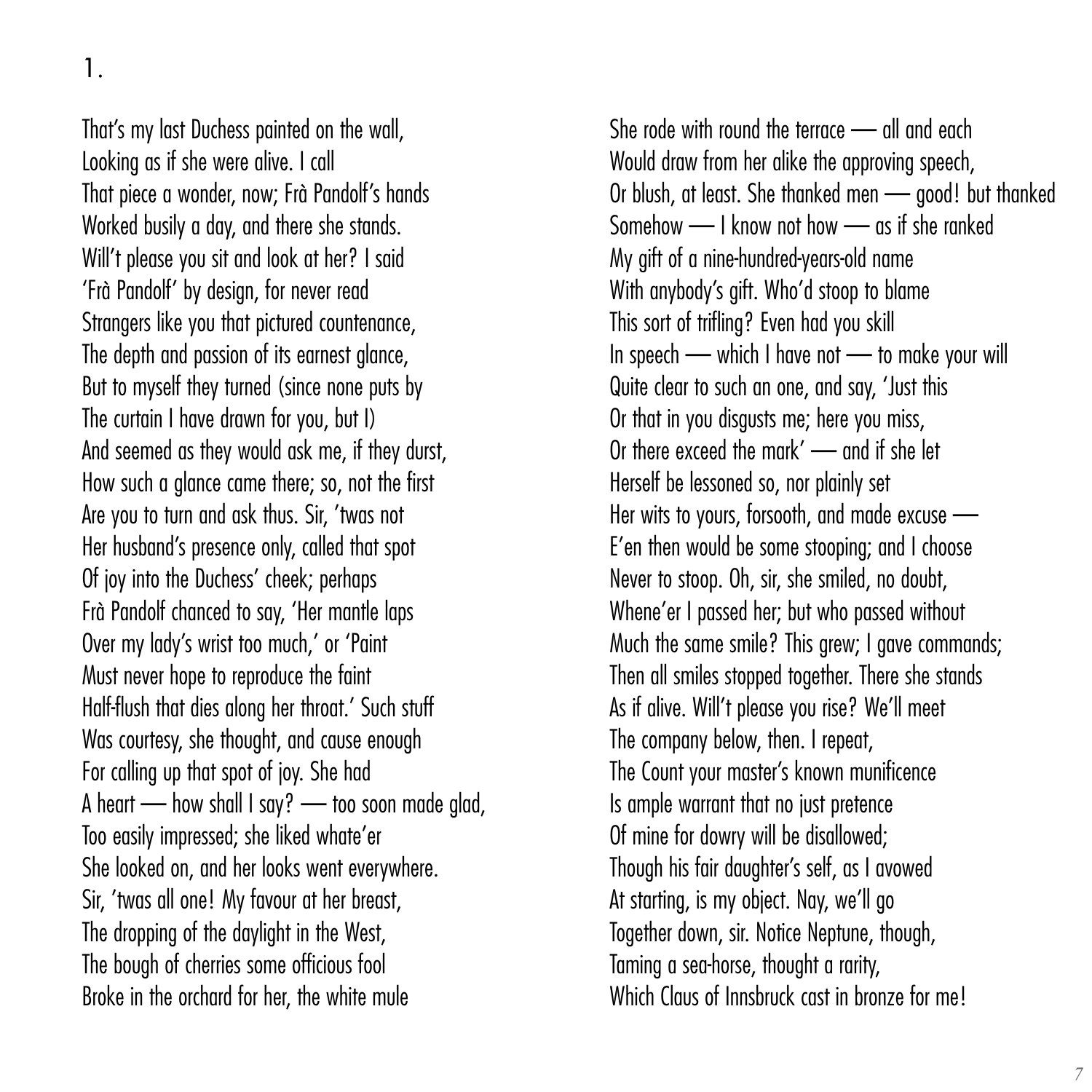1.

That's my last Duchess painted on the wall,
Looking as if she were alive. I call
That piece a wonder, now; Frà Pandolf's hands
Worked busily a day, and there she stands.
Will't please you sit and look at her? I said
'Frà Pandolf' by design, for never read
Strangers like you that pictured countenance,
The depth and passion of its earnest glance,
But to myself they turned (since none puts by
The curtain I have drawn for you, but I)
And seemed as they would ask me, if they durst,
How such a glance came there; so, not the first
Are you to turn and ask thus. Sir, 'twas not
Her husband's presence only, called that spot
Of joy into the Duchess' cheek; perhaps
Frà Pandolf chanced to say, 'Her mantle laps
Over my lady's wrist too much,' or 'Paint
Must never hope to reproduce the faint
Half-flush that dies along her throat.' Such stuff
Was courtesy, she thought, and cause enough
For calling up that spot of joy. She had
A heart — how shall I say? — too soon made glad,
Too easily impressed; she liked whate'er
She looked on, and her looks went everywhere.
Sir, 'twas all one! My favour at her breast,
The dropping of the daylight in the West,
The bough of cherries some officious fool
Broke in the orchard for her, the white mule
She rode with round the terrace — all and each
Would draw from her alike the approving speech,
Or blush, at least. She thanked men — good! but thanked
Somehow — I know not how — as if she ranked
My gift of a nine-hundred-years-old name
With anybody's gift. Who'd stoop to blame
This sort of trifling? Even had you skill
In speech — which I have not — to make your will
Quite clear to such an one, and say, 'Just this
Or that in you disgusts me; here you miss,
Or there exceed the mark' — and if she let
Herself be lessoned so, nor plainly set
Her wits to yours, forsooth, and made excuse —
E'en then would be some stooping; and I choose
Never to stoop. Oh, sir, she smiled, no doubt,
Whene'er I passed her; but who passed without
Much the same smile? This grew; I gave commands;
Then all smiles stopped together. There she stands
As if alive. Will't please you rise? We'll meet
The company below, then. I repeat,
The Count your master's known munificence
Is ample warrant that no just pretence
Of mine for dowry will be disallowed;
Though his fair daughter's self, as I avowed
At starting, is my object. Nay, we'll go
Together down, sir. Notice Neptune, though,
Taming a sea-horse, thought a rarity,
Which Claus of Innsbruck cast in bronze for me!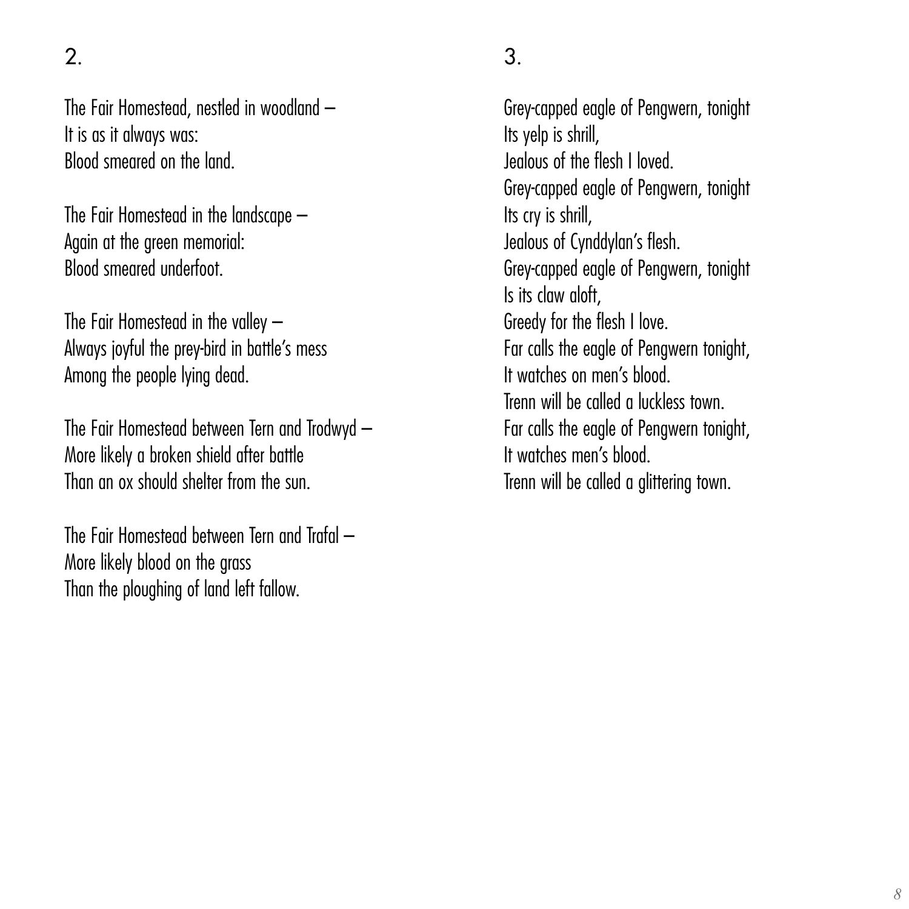## 2.

The Fair Homestead, nestled in woodland –
It is as it always was:
Blood smeared on the land.

The Fair Homestead in the landscape –
Again at the green memorial:
Blood smeared underfoot.

The Fair Homestead in the valley –
Always joyful the prey-bird in battle's mess
Among the people lying dead.

The Fair Homestead between Tern and Trodwyd –
More likely a broken shield after battle
Than an ox should shelter from the sun.

The Fair Homestead between Tern and Trafal –
More likely blood on the grass
Than the ploughing of land left fallow.

## 3.

Grey-capped eagle of Pengwern, tonight
Its yelp is shrill,
Jealous of the flesh I loved.
Grey-capped eagle of Pengwern, tonight
Its cry is shrill,
Jealous of Cynddylan's flesh.
Grey-capped eagle of Pengwern, tonight
Is its claw aloft,
Greedy for the flesh I love.
Far calls the eagle of Pengwern tonight,
It watches on men's blood.
Trenn will be called a luckless town.
Far calls the eagle of Pengwern tonight,
It watches men's blood.
Trenn will be called a glittering town.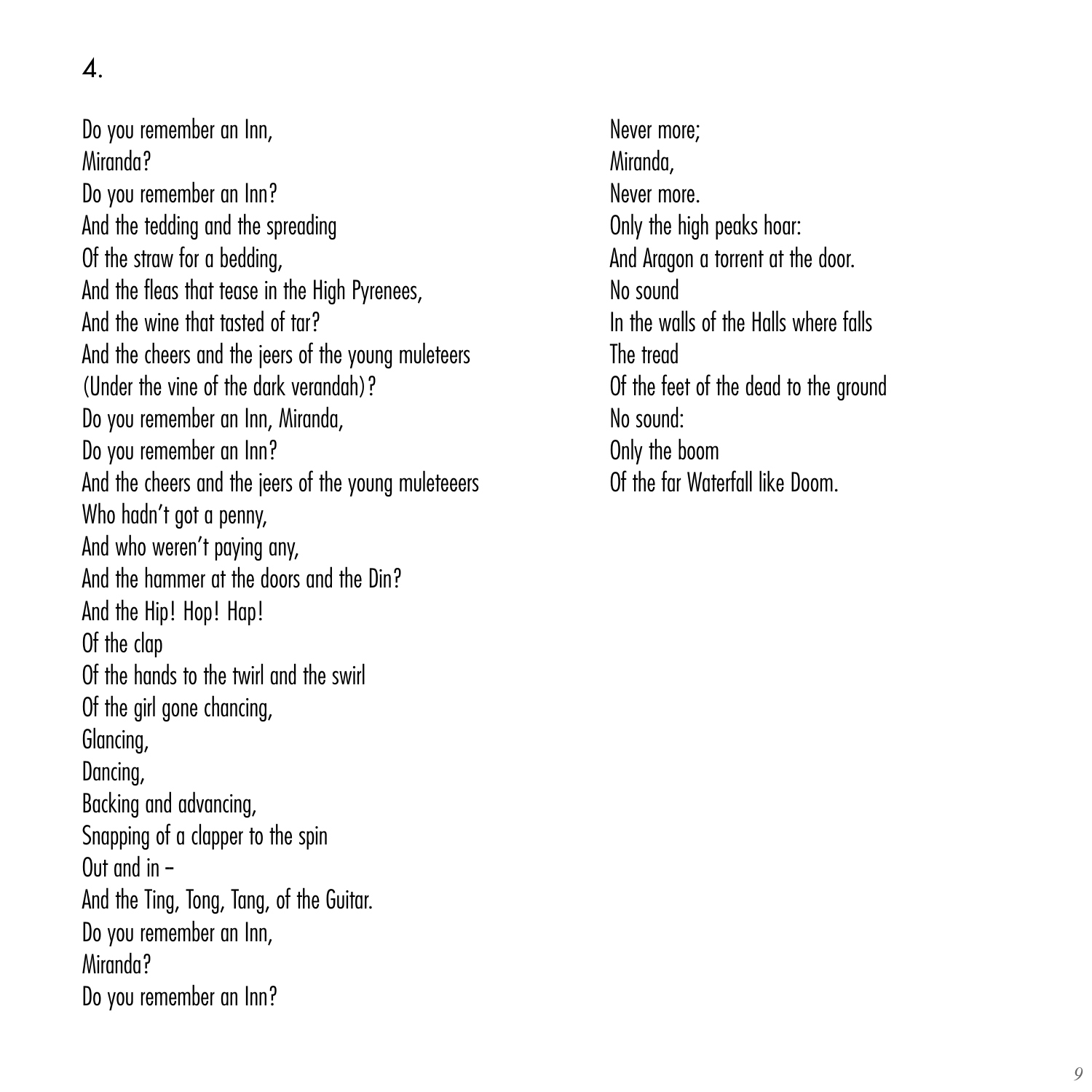## 4.

Do you remember an Inn,  
Miranda?  
Do you remember an Inn?  
And the tedding and the spreading  
Of the straw for a bedding,  
And the fleas that tease in the High Pyrenees,  
And the wine that tasted of tar?  
And the cheers and the jeers of the young muleteers  
(Under the vine of the dark verandah)?  
Do you remember an Inn, Miranda,  
Do you remember an Inn?  
And the cheers and the jeers of the young muleteeers  
Who hadn't got a penny,  
And who weren't paying any,  
And the hammer at the doors and the Din?  
And the Hip! Hop! Hap!  
Of the clap  
Of the hands to the twirl and the swirl  
Of the girl gone chancing,  
Glancing,  
Dancing,  
Backing and advancing,  
Snapping of a clapper to the spin  
Out and in –  
And the Ting, Tong, Tang, of the Guitar.  
Do you remember an Inn,  
Miranda?  
Do you remember an Inn?

Never more;  
Miranda,  
Never more.  
Only the high peaks hoar:  
And Aragon a torrent at the door.  
No sound  
In the walls of the Halls where falls  
The tread  
Of the feet of the dead to the ground  
No sound:  
Only the boom  
Of the far Waterfall like Doom.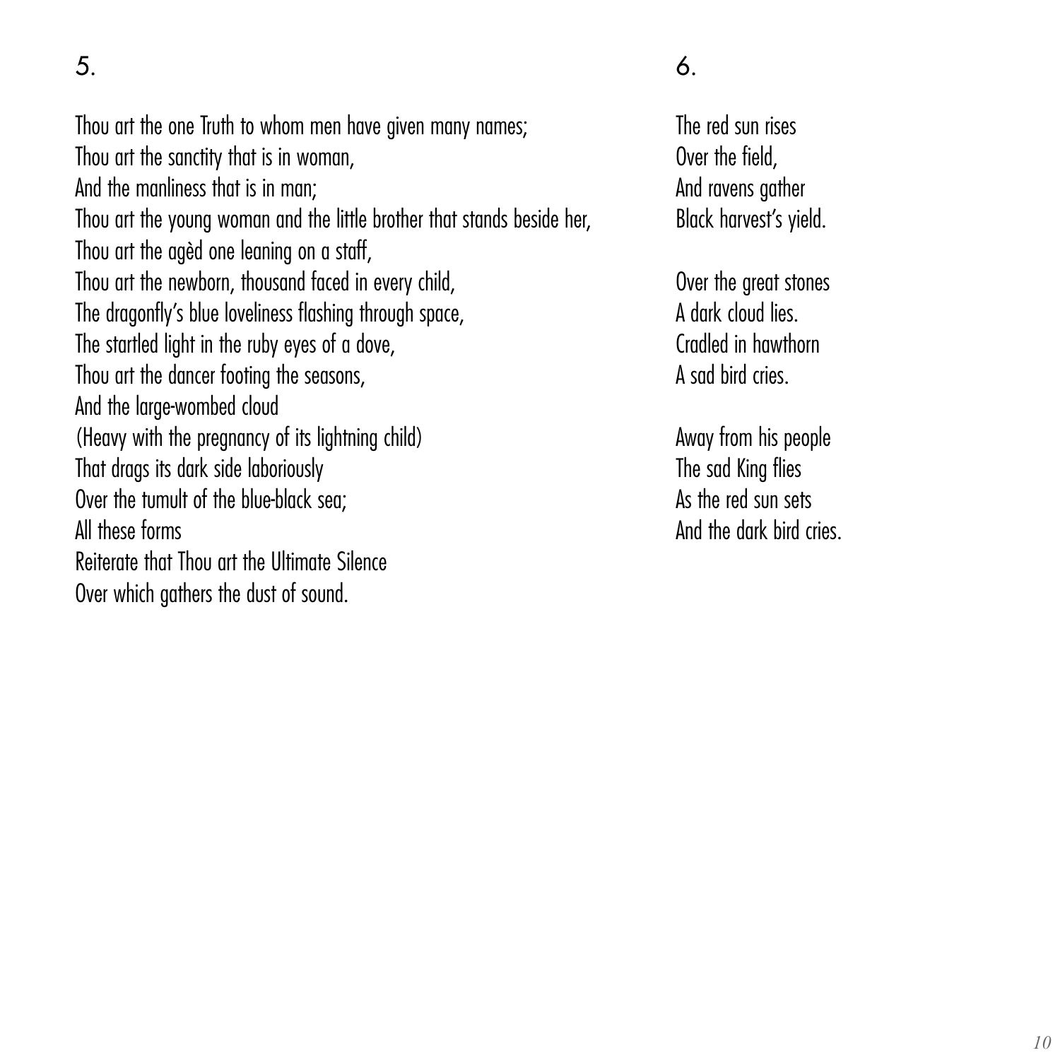## 5.

Thou art the one Truth to whom men have given many names;  
Thou art the sanctity that is in woman,  
And the manliness that is in man;  
Thou art the young woman and the little brother that stands beside her,  
Thou art the agèd one leaning on a staff,  
Thou art the newborn, thousand faced in every child,  
The dragonfly's blue loveliness flashing through space,  
The startled light in the ruby eyes of a dove,  
Thou art the dancer footing the seasons,  
And the large-wombed cloud  
(Heavy with the pregnancy of its lightning child)  
That drags its dark side laboriously  
Over the tumult of the blue-black sea;  
All these forms  
Reiterate that Thou art the Ultimate Silence  
Over which gathers the dust of sound.

## 6.

The red sun rises  
Over the field,  
And ravens gather  
Black harvest's yield.

Over the great stones  
A dark cloud lies.  
Cradled in hawthorn  
A sad bird cries.

Away from his people  
The sad King flies  
As the red sun sets  
And the dark bird cries.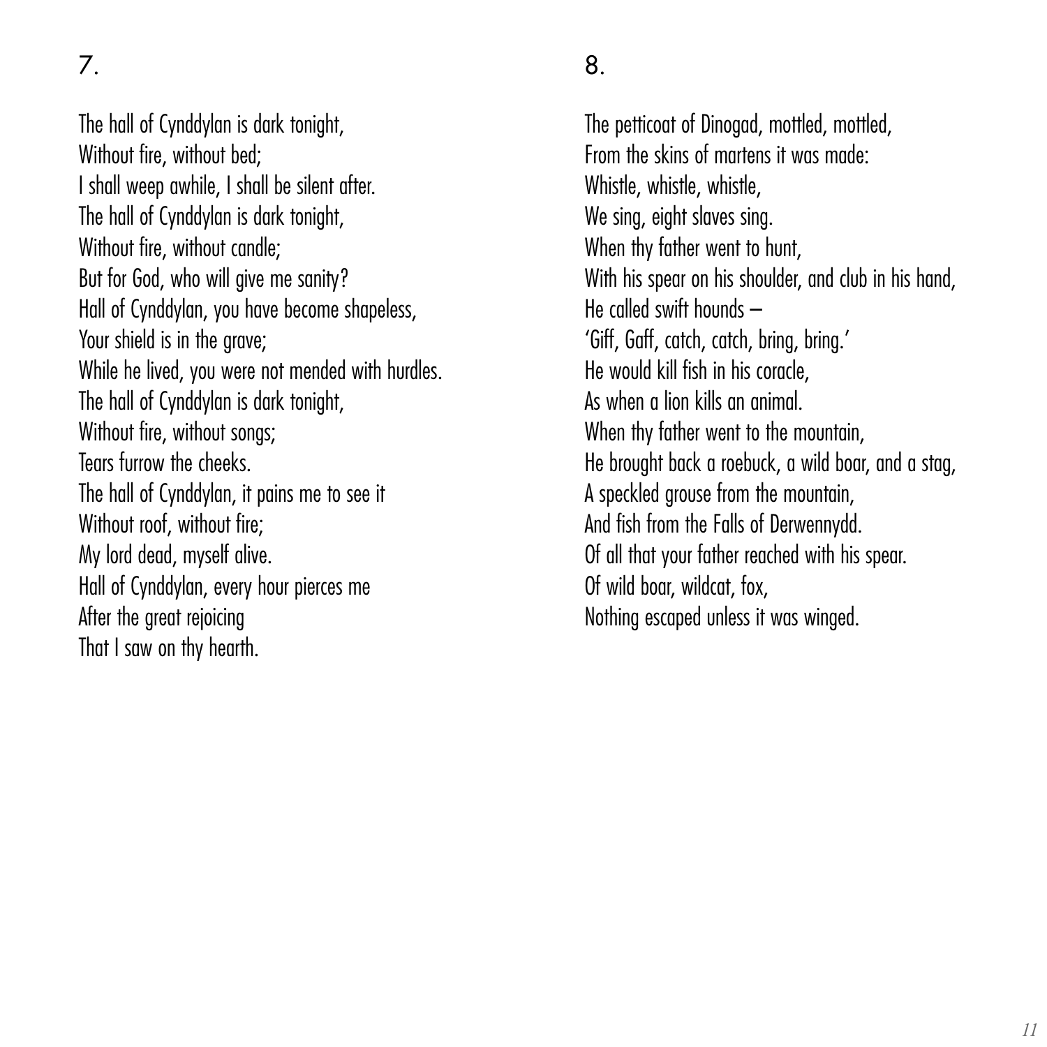## 7.

The hall of Cynddylan is dark tonight,
Without fire, without bed;
I shall weep awhile, I shall be silent after.
The hall of Cynddylan is dark tonight,
Without fire, without candle;
But for God, who will give me sanity?
Hall of Cynddylan, you have become shapeless,
Your shield is in the grave;
While he lived, you were not mended with hurdles.
The hall of Cynddylan is dark tonight,
Without fire, without songs;
Tears furrow the cheeks.
The hall of Cynddylan, it pains me to see it
Without roof, without fire;
My lord dead, myself alive.
Hall of Cynddylan, every hour pierces me
After the great rejoicing
That I saw on thy hearth.

## 8.

The petticoat of Dinogad, mottled, mottled,
From the skins of martens it was made:
Whistle, whistle, whistle,
We sing, eight slaves sing.
When thy father went to hunt,
With his spear on his shoulder, and club in his hand,
He called swift hounds –
'Giff, Gaff, catch, catch, bring, bring.'
He would kill fish in his coracle,
As when a lion kills an animal.
When thy father went to the mountain,
He brought back a roebuck, a wild boar, and a stag,
A speckled grouse from the mountain,
And fish from the Falls of Derwennydd.
Of all that your father reached with his spear.
Of wild boar, wildcat, fox,
Nothing escaped unless it was winged.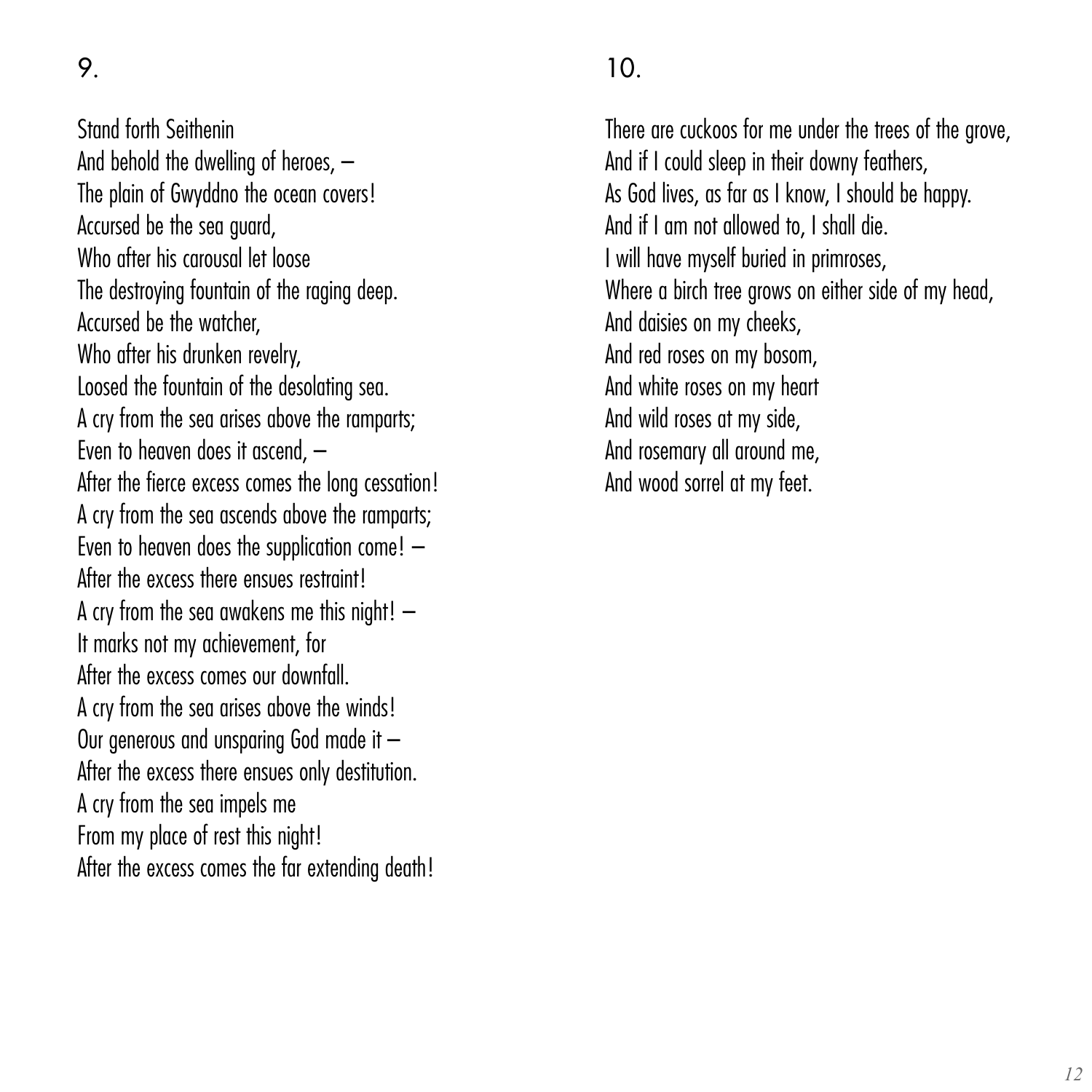9.

Stand forth Seithenin
And behold the dwelling of heroes, –
The plain of Gwyddno the ocean covers!
Accursed be the sea guard,
Who after his carousal let loose
The destroying fountain of the raging deep.
Accursed be the watcher,
Who after his drunken revelry,
Loosed the fountain of the desolating sea.
A cry from the sea arises above the ramparts;
Even to heaven does it ascend, –
After the fierce excess comes the long cessation!
A cry from the sea ascends above the ramparts;
Even to heaven does the supplication come! –
After the excess there ensues restraint!
A cry from the sea awakens me this night! –
It marks not my achievement, for
After the excess comes our downfall.
A cry from the sea arises above the winds!
Our generous and unsparing God made it –
After the excess there ensues only destitution.
A cry from the sea impels me
From my place of rest this night!
After the excess comes the far extending death!

10.

There are cuckoos for me under the trees of the grove,
And if I could sleep in their downy feathers,
As God lives, as far as I know, I should be happy.
And if I am not allowed to, I shall die.
I will have myself buried in primroses,
Where a birch tree grows on either side of my head,
And daisies on my cheeks,
And red roses on my bosom,
And white roses on my heart
And wild roses at my side,
And rosemary all around me,
And wood sorrel at my feet.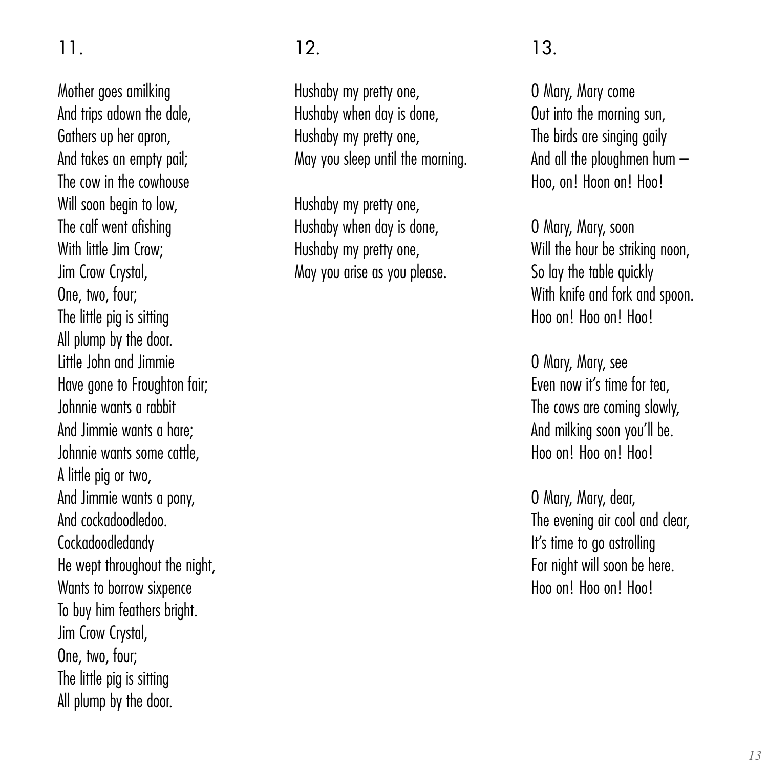## 11.

Mother goes amilking  
And trips adown the dale,  
Gathers up her apron,  
And takes an empty pail;  
The cow in the cowhouse  
Will soon begin to low,  
The calf went afishing  
With little Jim Crow;  
Jim Crow Crystal,  
One, two, four;  
The little pig is sitting  
All plump by the door.  
Little John and Jimmie  
Have gone to Froughton fair;  
Johnnie wants a rabbit  
And Jimmie wants a hare;  
Johnnie wants some cattle,  
A little pig or two,  
And Jimmie wants a pony,  
And cockadoodledoo.  
Cockadoodledandy  
He wept throughout the night,  
Wants to borrow sixpence  
To buy him feathers bright.  
Jim Crow Crystal,  
One, two, four;  
The little pig is sitting  
All plump by the door.

## 12.

Hushaby my pretty one,  
Hushaby when day is done,  
Hushaby my pretty one,  
May you sleep until the morning.

Hushaby my pretty one,  
Hushaby when day is done,  
Hushaby my pretty one,  
May you arise as you please.

## 13.

O Mary, Mary come  
Out into the morning sun,  
The birds are singing gaily  
And all the ploughmen hum –  
Hoo, on! Hoon on! Hoo!

O Mary, Mary, soon  
Will the hour be striking noon,  
So lay the table quickly  
With knife and fork and spoon.  
Hoo on! Hoo on! Hoo!

O Mary, Mary, see  
Even now it's time for tea,  
The cows are coming slowly,  
And milking soon you'll be.  
Hoo on! Hoo on! Hoo!

O Mary, Mary, dear,  
The evening air cool and clear,  
It's time to go astrolling  
For night will soon be here.  
Hoo on! Hoo on! Hoo!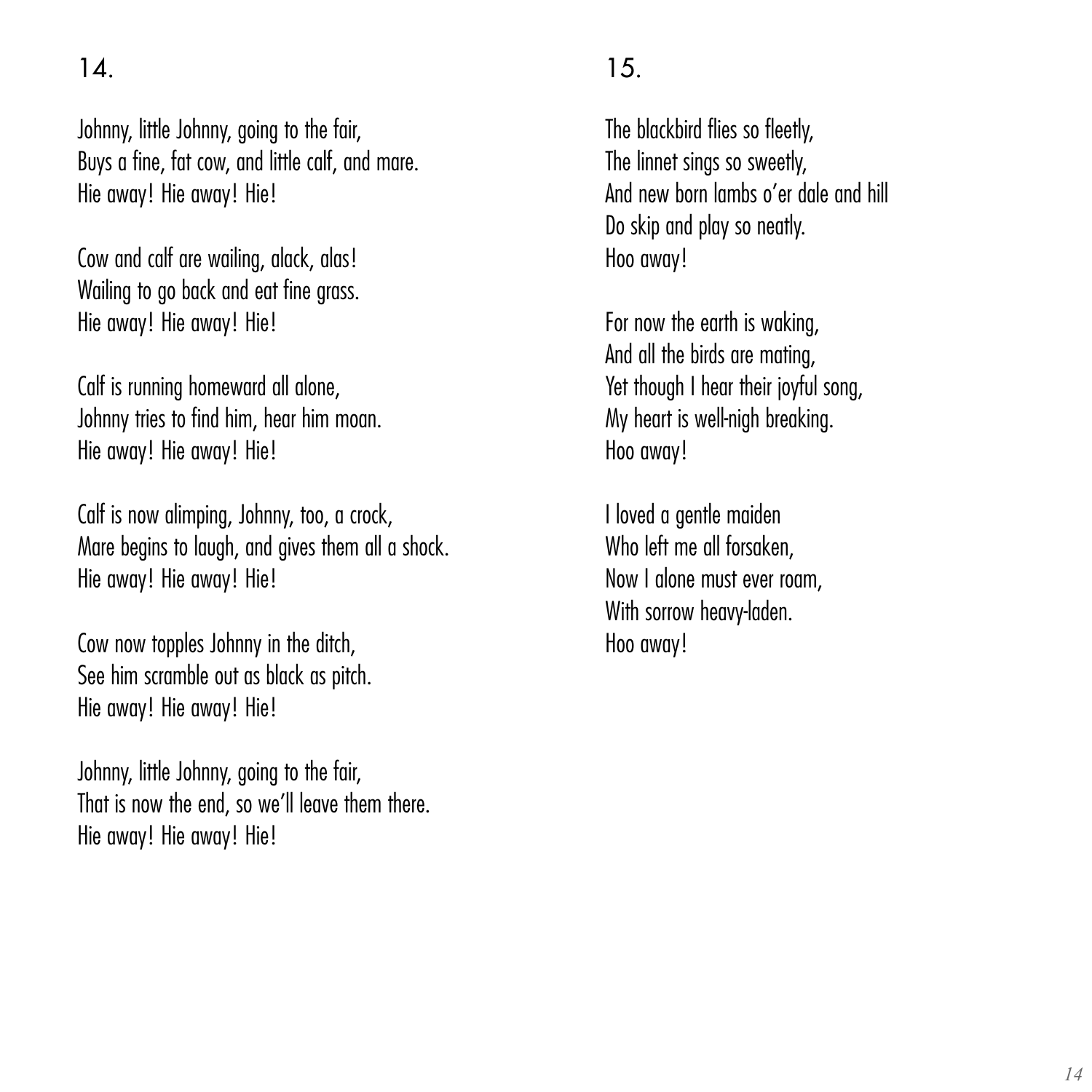## 14.

Johnny, little Johnny, going to the fair,
Buys a fine, fat cow, and little calf, and mare.
Hie away! Hie away! Hie!

Cow and calf are wailing, alack, alas!
Wailing to go back and eat fine grass.
Hie away! Hie away! Hie!

Calf is running homeward all alone,
Johnny tries to find him, hear him moan.
Hie away! Hie away! Hie!

Calf is now alimping, Johnny, too, a crock,
Mare begins to laugh, and gives them all a shock.
Hie away! Hie away! Hie!

Cow now topples Johnny in the ditch,
See him scramble out as black as pitch.
Hie away! Hie away! Hie!

Johnny, little Johnny, going to the fair,
That is now the end, so we'll leave them there.
Hie away! Hie away! Hie!

## 15.

The blackbird flies so fleetly,
The linnet sings so sweetly,
And new born lambs o'er dale and hill
Do skip and play so neatly.
Hoo away!

For now the earth is waking,
And all the birds are mating,
Yet though I hear their joyful song,
My heart is well-nigh breaking.
Hoo away!

I loved a gentle maiden
Who left me all forsaken,
Now I alone must ever roam,
With sorrow heavy-laden.
Hoo away!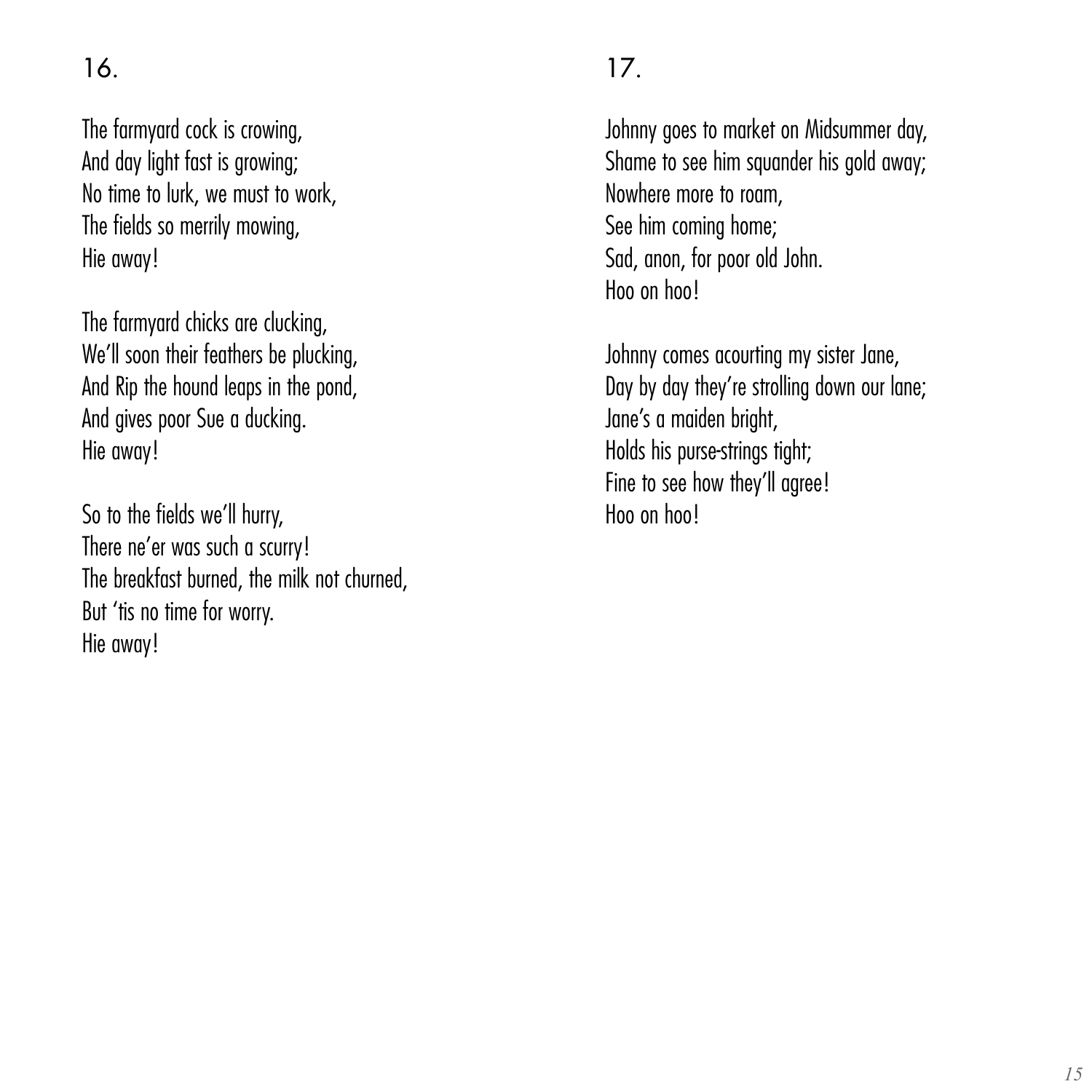16.

The farmyard cock is crowing,
And day light fast is growing;
No time to lurk, we must to work,
The fields so merrily mowing,
Hie away!

The farmyard chicks are clucking,
We'll soon their feathers be plucking,
And Rip the hound leaps in the pond,
And gives poor Sue a ducking.
Hie away!

So to the fields we'll hurry,
There ne'er was such a scurry!
The breakfast burned, the milk not churned,
But 'tis no time for worry.
Hie away!

17.

Johnny goes to market on Midsummer day,
Shame to see him squander his gold away;
Nowhere more to roam,
See him coming home;
Sad, anon, for poor old John.
Hoo on hoo!

Johnny comes acourting my sister Jane,
Day by day they're strolling down our lane;
Jane's a maiden bright,
Holds his purse-strings tight;
Fine to see how they'll agree!
Hoo on hoo!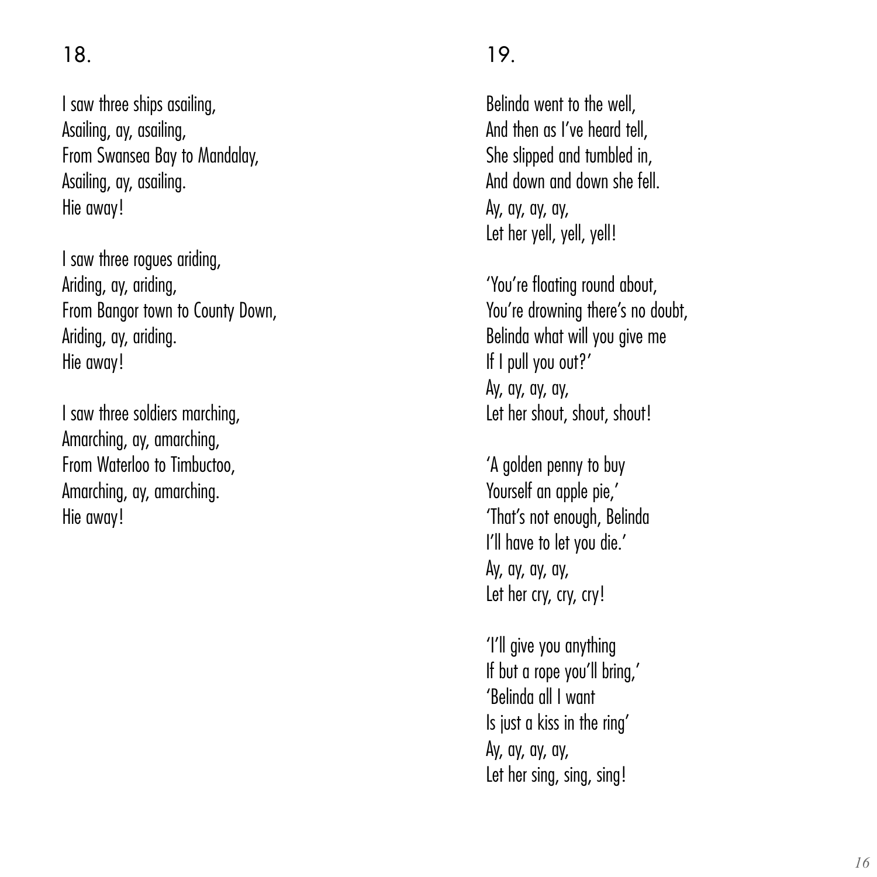## 18.

I saw three ships asailing,
Asailing, ay, asailing,
From Swansea Bay to Mandalay,
Asailing, ay, asailing.
Hie away!

I saw three rogues ariding,
Ariding, ay, ariding,
From Bangor town to County Down,
Ariding, ay, ariding.
Hie away!

I saw three soldiers marching,
Amarching, ay, amarching,
From Waterloo to Timbuctoo,
Amarching, ay, amarching.
Hie away!

## 19.

Belinda went to the well,
And then as I've heard tell,
She slipped and tumbled in,
And down and down she fell.
Ay, ay, ay, ay,
Let her yell, yell, yell!

'You're floating round about,
You're drowning there's no doubt,
Belinda what will you give me
If I pull you out?'
Ay, ay, ay, ay,
Let her shout, shout, shout!

'A golden penny to buy
Yourself an apple pie,'
'That's not enough, Belinda
I'll have to let you die.'
Ay, ay, ay, ay,
Let her cry, cry, cry!

'I'll give you anything
If but a rope you'll bring,'
'Belinda all I want
Is just a kiss in the ring'
Ay, ay, ay, ay,
Let her sing, sing, sing!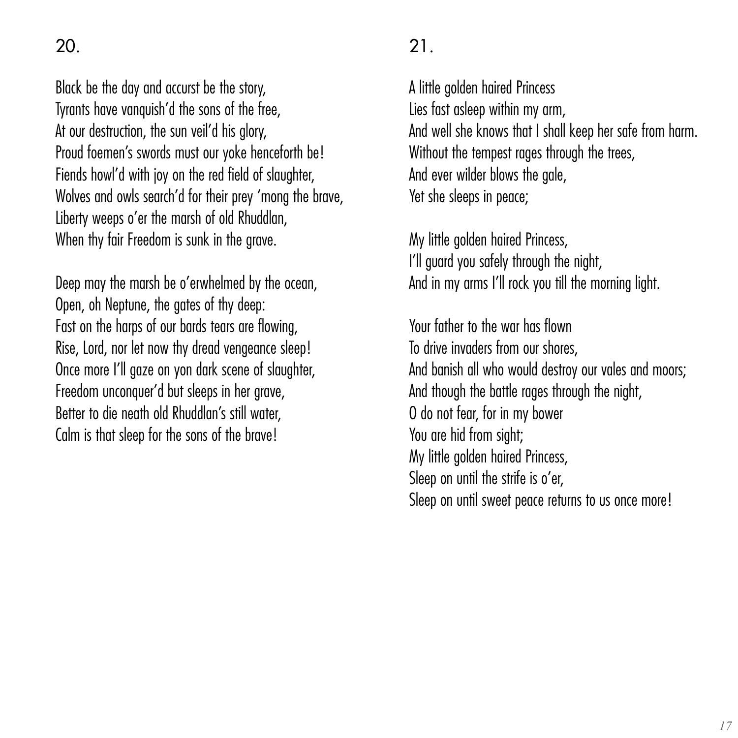## 20.

Black be the day and accurst be the story,
Tyrants have vanquish'd the sons of the free,
At our destruction, the sun veil'd his glory,
Proud foemen's swords must our yoke henceforth be!
Fiends howl'd with joy on the red field of slaughter,
Wolves and owls search'd for their prey 'mong the brave,
Liberty weeps o'er the marsh of old Rhuddlan,
When thy fair Freedom is sunk in the grave.

Deep may the marsh be o'erwhelmed by the ocean,
Open, oh Neptune, the gates of thy deep:
Fast on the harps of our bards tears are flowing,
Rise, Lord, nor let now thy dread vengeance sleep!
Once more I'll gaze on yon dark scene of slaughter,
Freedom unconquer'd but sleeps in her grave,
Better to die neath old Rhuddlan's still water,
Calm is that sleep for the sons of the brave!

## 21.

A little golden haired Princess
Lies fast asleep within my arm,
And well she knows that I shall keep her safe from harm.
Without the tempest rages through the trees,
And ever wilder blows the gale,
Yet she sleeps in peace;

My little golden haired Princess,
I'll guard you safely through the night,
And in my arms I'll rock you till the morning light.

Your father to the war has flown
To drive invaders from our shores,
And banish all who would destroy our vales and moors;
And though the battle rages through the night,
O do not fear, for in my bower
You are hid from sight;
My little golden haired Princess,
Sleep on until the strife is o'er,
Sleep on until sweet peace returns to us once more!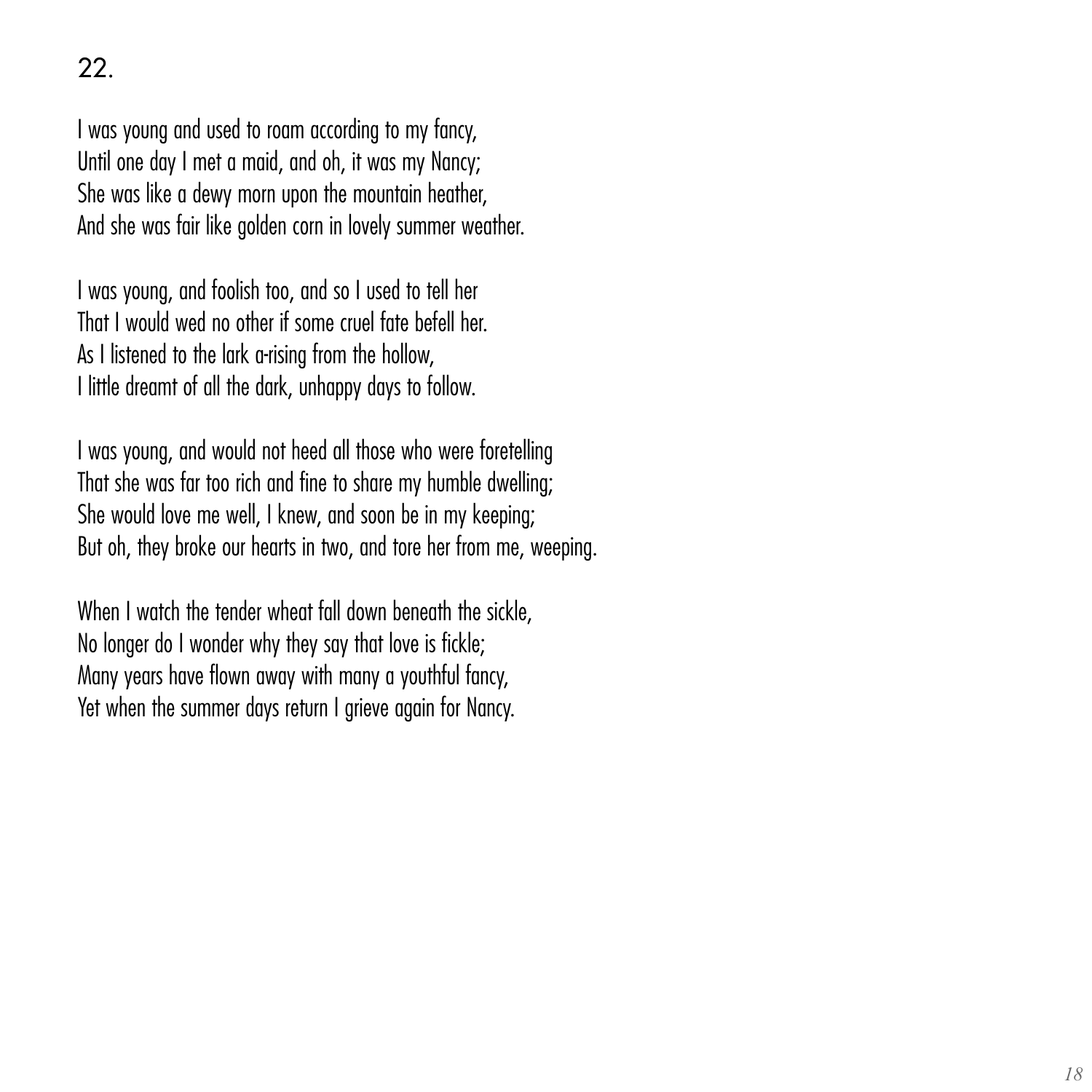## 22.

I was young and used to roam according to my fancy,
Until one day I met a maid, and oh, it was my Nancy;
She was like a dewy morn upon the mountain heather,
And she was fair like golden corn in lovely summer weather.

I was young, and foolish too, and so I used to tell her
That I would wed no other if some cruel fate befell her.
As I listened to the lark a-rising from the hollow,
I little dreamt of all the dark, unhappy days to follow.

I was young, and would not heed all those who were foretelling
That she was far too rich and fine to share my humble dwelling;
She would love me well, I knew, and soon be in my keeping;
But oh, they broke our hearts in two, and tore her from me, weeping.

When I watch the tender wheat fall down beneath the sickle,
No longer do I wonder why they say that love is fickle;
Many years have flown away with many a youthful fancy,
Yet when the summer days return I grieve again for Nancy.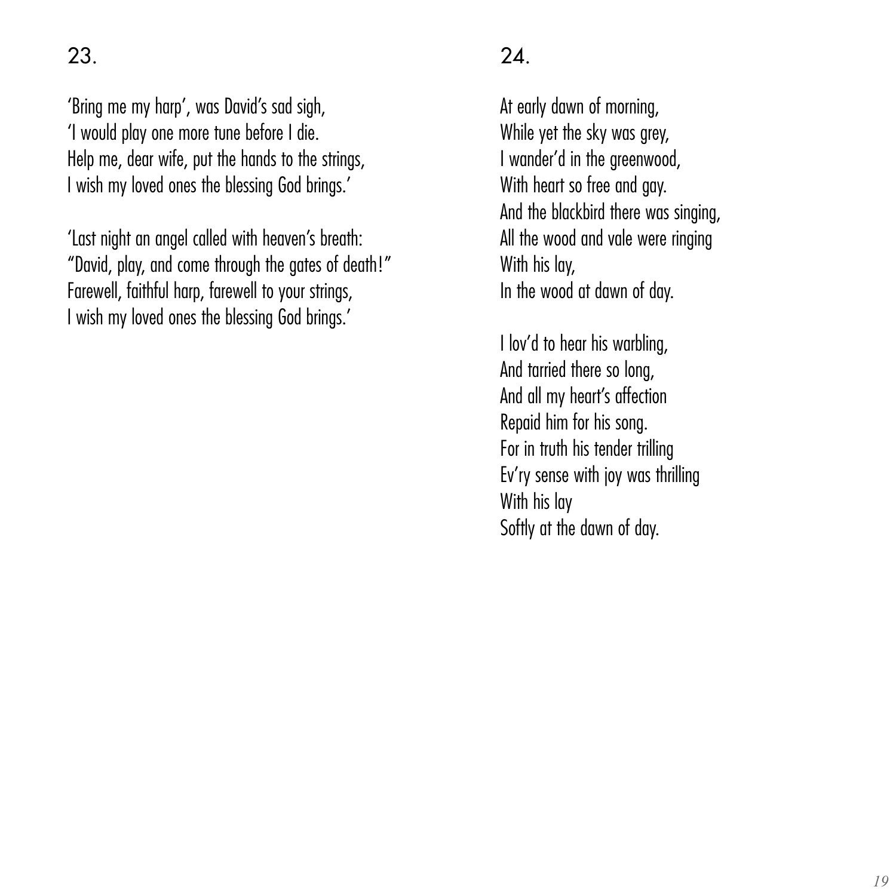## 23.

'Bring me my harp', was David's sad sigh,
'I would play one more tune before I die.
Help me, dear wife, put the hands to the strings,
I wish my loved ones the blessing God brings.'

'Last night an angel called with heaven's breath:
"David, play, and come through the gates of death!"
Farewell, faithful harp, farewell to your strings,
I wish my loved ones the blessing God brings.'

## 24.

At early dawn of morning,
While yet the sky was grey,
I wander'd in the greenwood,
With heart so free and gay.
And the blackbird there was singing,
All the wood and vale were ringing
With his lay,
In the wood at dawn of day.

I lov'd to hear his warbling,
And tarried there so long,
And all my heart's affection
Repaid him for his song.
For in truth his tender trilling
Ev'ry sense with joy was thrilling
With his lay
Softly at the dawn of day.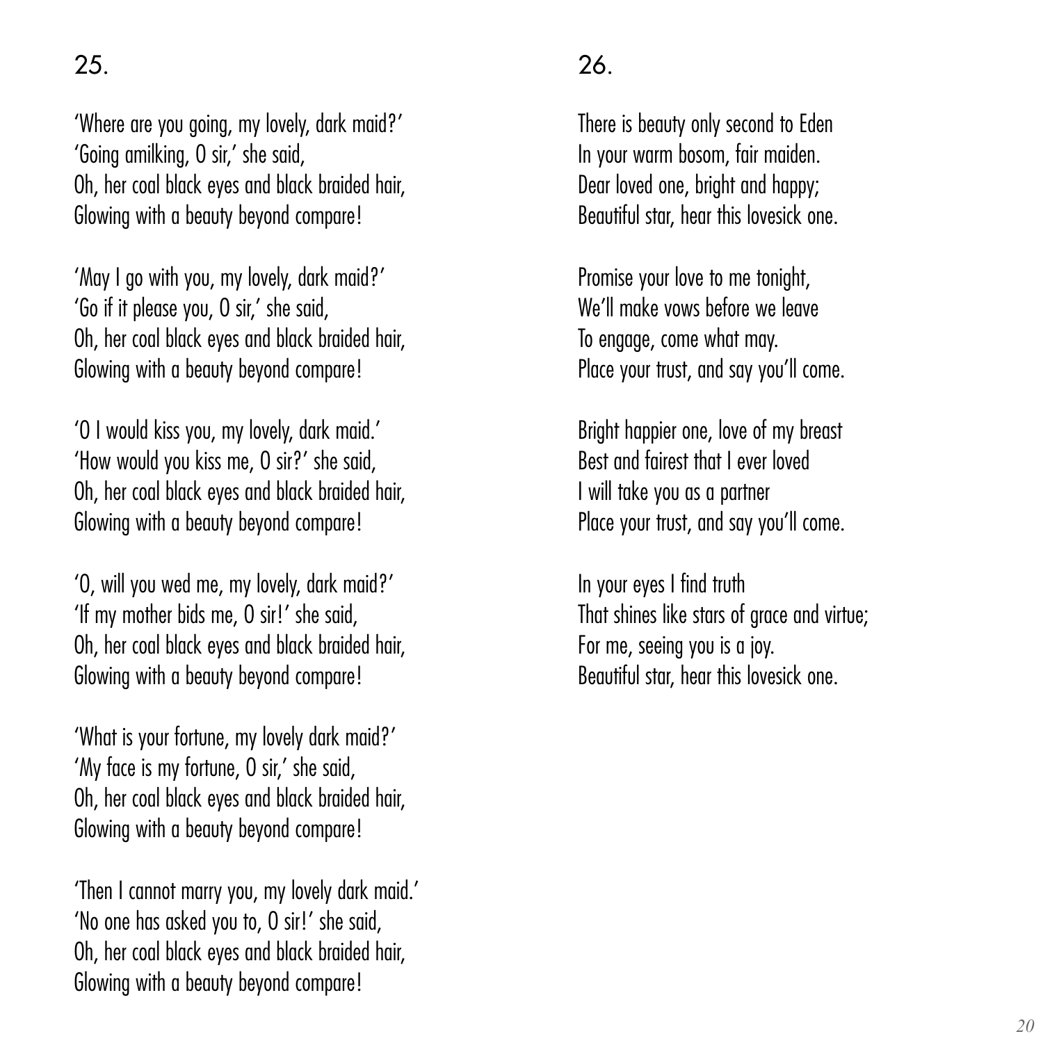25.

'Where are you going, my lovely, dark maid?'
'Going amilking, O sir,' she said,
Oh, her coal black eyes and black braided hair,
Glowing with a beauty beyond compare!

'May I go with you, my lovely, dark maid?'
'Go if it please you, O sir,' she said,
Oh, her coal black eyes and black braided hair,
Glowing with a beauty beyond compare!

'O I would kiss you, my lovely, dark maid.'
'How would you kiss me, O sir?' she said,
Oh, her coal black eyes and black braided hair,
Glowing with a beauty beyond compare!

'O, will you wed me, my lovely, dark maid?'
'If my mother bids me, O sir!' she said,
Oh, her coal black eyes and black braided hair,
Glowing with a beauty beyond compare!

'What is your fortune, my lovely dark maid?'
'My face is my fortune, O sir,' she said,
Oh, her coal black eyes and black braided hair,
Glowing with a beauty beyond compare!

'Then I cannot marry you, my lovely dark maid.'
'No one has asked you to, O sir!' she said,
Oh, her coal black eyes and black braided hair,
Glowing with a beauty beyond compare!

26.

There is beauty only second to Eden
In your warm bosom, fair maiden.
Dear loved one, bright and happy;
Beautiful star, hear this lovesick one.

Promise your love to me tonight,
We'll make vows before we leave
To engage, come what may.
Place your trust, and say you'll come.

Bright happier one, love of my breast
Best and fairest that I ever loved
I will take you as a partner
Place your trust, and say you'll come.

In your eyes I find truth
That shines like stars of grace and virtue;
For me, seeing you is a joy.
Beautiful star, hear this lovesick one.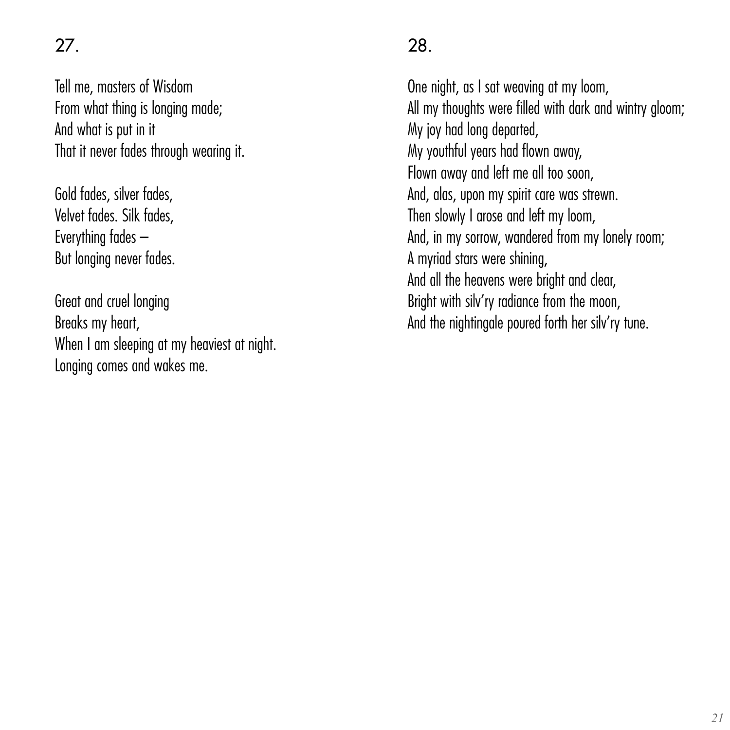## 27.

Tell me, masters of Wisdom
From what thing is longing made;
And what is put in it
That it never fades through wearing it.

Gold fades, silver fades,
Velvet fades. Silk fades,
Everything fades –
But longing never fades.

Great and cruel longing
Breaks my heart,
When I am sleeping at my heaviest at night.
Longing comes and wakes me.

## 28.

One night, as I sat weaving at my loom,
All my thoughts were filled with dark and wintry gloom;
My joy had long departed,
My youthful years had flown away,
Flown away and left me all too soon,
And, alas, upon my spirit care was strewn.
Then slowly I arose and left my loom,
And, in my sorrow, wandered from my lonely room;
A myriad stars were shining,
And all the heavens were bright and clear,
Bright with silv'ry radiance from the moon,
And the nightingale poured forth her silv'ry tune.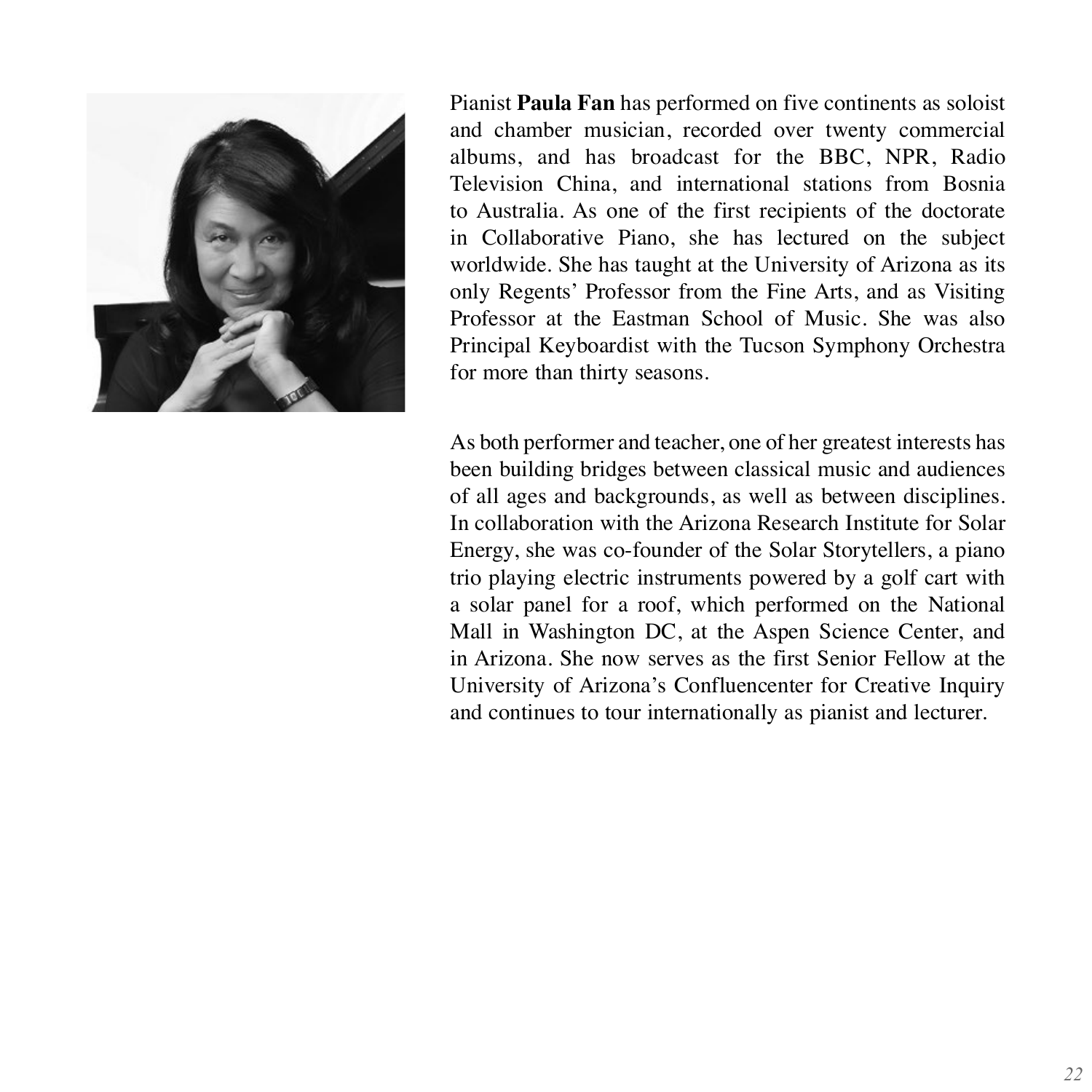Pianist **Paula Fan** has performed on five continents as soloist and chamber musician, recorded over twenty commercial albums, and has broadcast for the BBC, NPR, Radio Television China, and international stations from Bosnia to Australia. As one of the first recipients of the doctorate in Collaborative Piano, she has lectured on the subject worldwide. She has taught at the University of Arizona as its only Regents' Professor from the Fine Arts, and as Visiting Professor at the Eastman School of Music. She was also Principal Keyboardist with the Tucson Symphony Orchestra for more than thirty seasons.

As both performer and teacher, one of her greatest interests has been building bridges between classical music and audiences of all ages and backgrounds, as well as between disciplines. In collaboration with the Arizona Research Institute for Solar Energy, she was co-founder of the Solar Storytellers, a piano trio playing electric instruments powered by a golf cart with a solar panel for a roof, which performed on the National Mall in Washington DC, at the Aspen Science Center, and in Arizona. She now serves as the first Senior Fellow at the University of Arizona's Confluencenter for Creative Inquiry and continues to tour internationally as pianist and lecturer.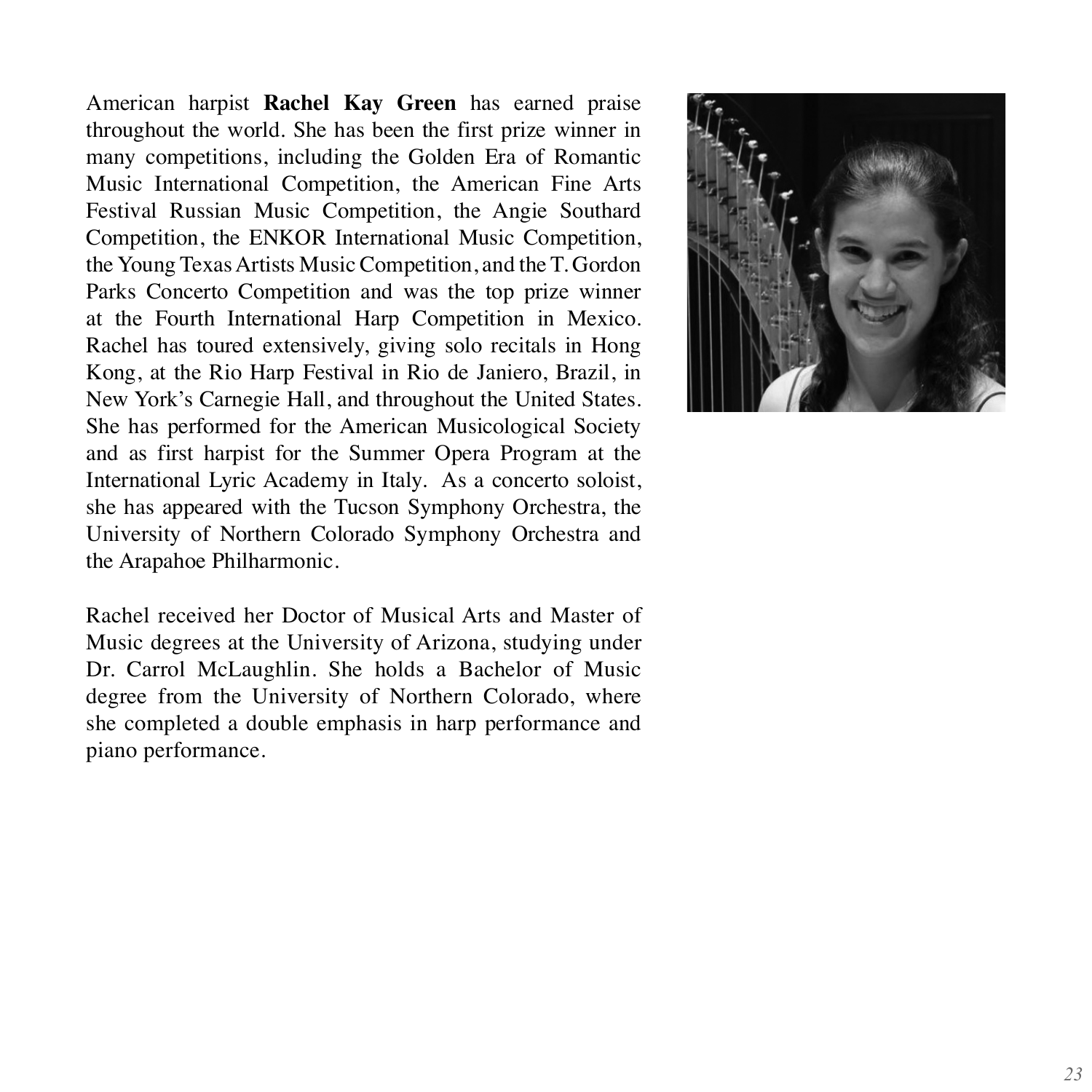American harpist **Rachel Kay Green** has earned praise throughout the world. She has been the first prize winner in many competitions, including the Golden Era of Romantic Music International Competition, the American Fine Arts Festival Russian Music Competition, the Angie Southard Competition, the ENKOR International Music Competition, the Young Texas Artists Music Competition, and the T. Gordon Parks Concerto Competition and was the top prize winner at the Fourth International Harp Competition in Mexico. Rachel has toured extensively, giving solo recitals in Hong Kong, at the Rio Harp Festival in Rio de Janiero, Brazil, in New York's Carnegie Hall, and throughout the United States. She has performed for the American Musicological Society and as first harpist for the Summer Opera Program at the International Lyric Academy in Italy. As a concerto soloist, she has appeared with the Tucson Symphony Orchestra, the University of Northern Colorado Symphony Orchestra and the Arapahoe Philharmonic.

Rachel received her Doctor of Musical Arts and Master of Music degrees at the University of Arizona, studying under Dr. Carrol McLaughlin. She holds a Bachelor of Music degree from the University of Northern Colorado, where she completed a double emphasis in harp performance and piano performance.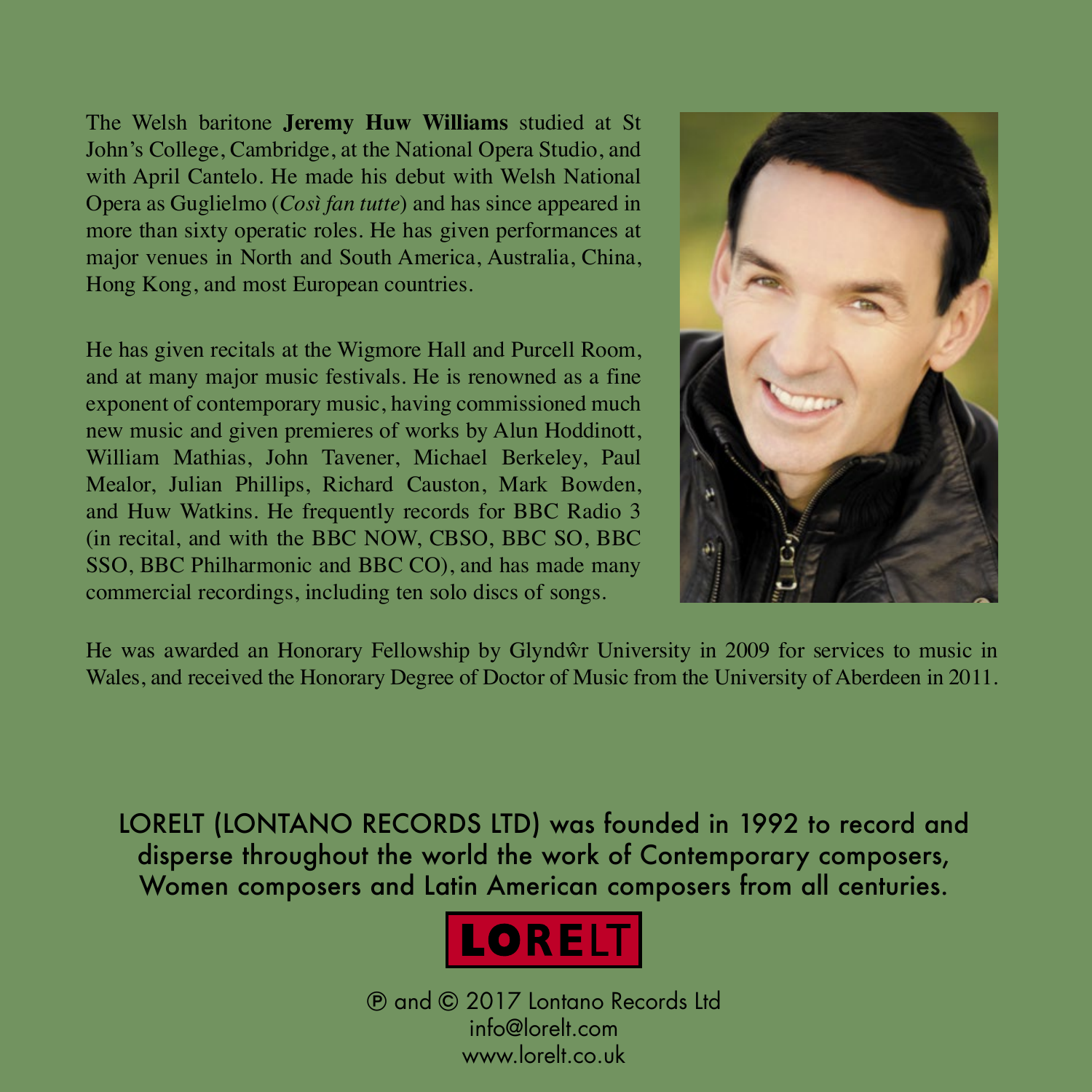The Welsh baritone **Jeremy Huw Williams** studied at St John's College, Cambridge, at the National Opera Studio, and with April Cantelo. He made his debut with Welsh National Opera as Guglielmo (*Così fan tutte*) and has since appeared in more than sixty operatic roles. He has given performances at major venues in North and South America, Australia, China, Hong Kong, and most European countries.

He has given recitals at the Wigmore Hall and Purcell Room, and at many major music festivals. He is renowned as a fine exponent of contemporary music, having commissioned much new music and given premieres of works by Alun Hoddinott, William Mathias, John Tavener, Michael Berkeley, Paul Mealor, Julian Phillips, Richard Causton, Mark Bowden, and Huw Watkins. He frequently records for BBC Radio 3 (in recital, and with the BBC NOW, CBSO, BBC SO, BBC SSO, BBC Philharmonic and BBC CO), and has made many commercial recordings, including ten solo discs of songs.

He was awarded an Honorary Fellowship by Glyndŵr University in 2009 for services to music in Wales, and received the Honorary Degree of Doctor of Music from the University of Aberdeen in 2011.

LORELT (LONTANO RECORDS LTD) was founded in 1992 to record and disperse throughout the world the work of Contemporary composers, Women composers and Latin American composers from all centuries.

LORELT

℗ and © 2017 Lontano Records Ltd
info@lorelt.com
www.lorelt.co.uk